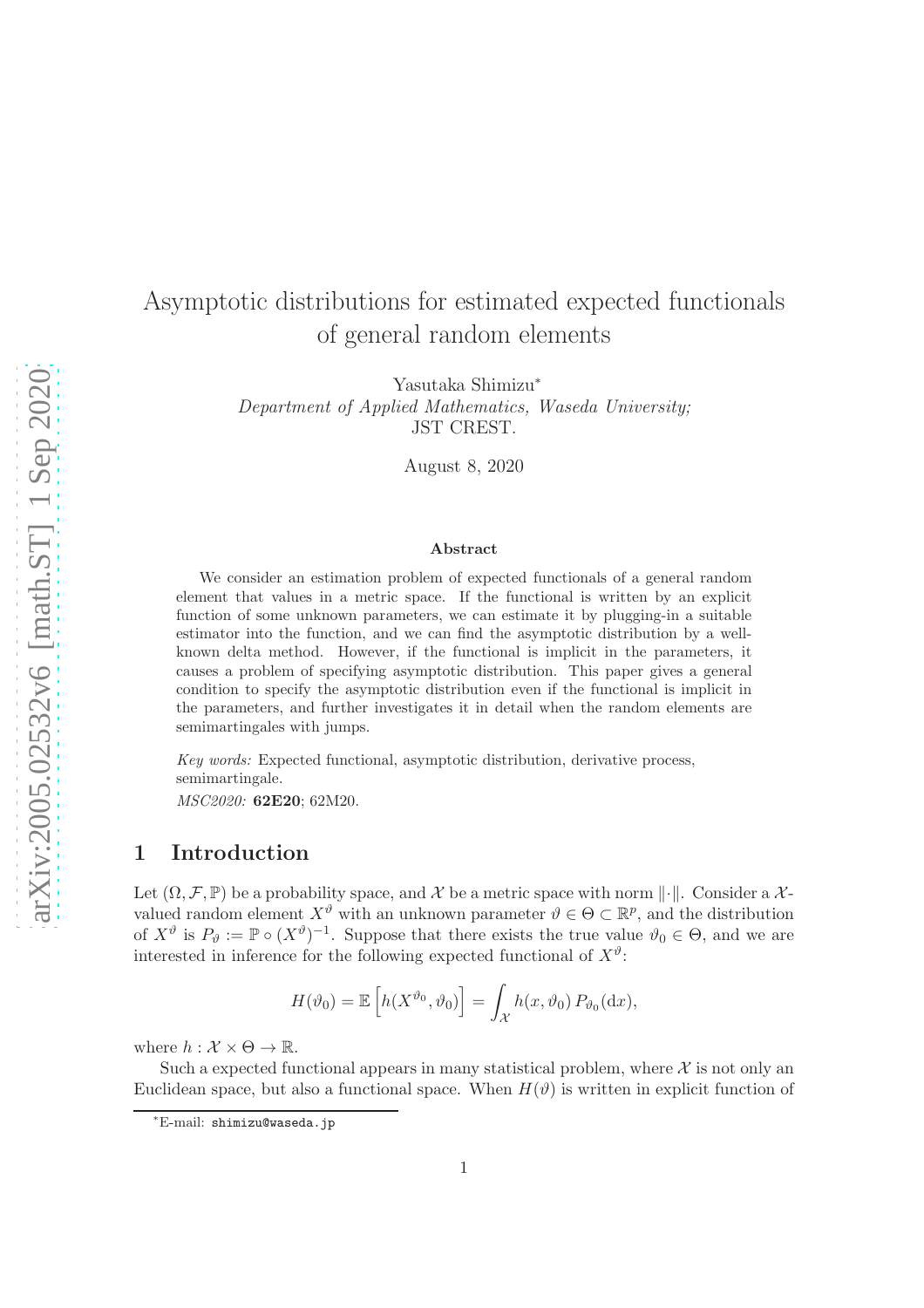# Asymptotic distributions for estimated expected functionals of general random elements

Yasutaka Shimizu[*]

*Department of Applied Mathematics, Waseda University;*
JST CREST.

August 8, 2020

### Abstract

We consider an estimation problem of expected functionals of a general random element that values in a metric space. If the functional is written by an explicit function of some unknown parameters, we can estimate it by plugging-in a suitable estimator into the function, and we can find the asymptotic distribution by a well-known delta method. However, if the functional is implicit in the parameters, it causes a problem of specifying asymptotic distribution. This paper gives a general condition to specify the asymptotic distribution even if the functional is implicit in the parameters, and further investigates it in detail when the random elements are semimartingales with jumps.

*Key words:* Expected functional, asymptotic distribution, derivative process, semimartingale.

*MSC2020:* **62E20**; 62M20.

## 1 Introduction

Let $(\Omega, \mathcal{F}, \mathbb{P})$ be a probability space, and $\mathcal{X}$ be a metric space with norm $\|\cdot\|$. Consider a $\mathcal{X}$-valued random element $X^\vartheta$ with an unknown parameter $\vartheta \in \Theta \subset \mathbb{R}^p$, and the distribution of $X^\vartheta$ is $P_\vartheta := \mathbb{P} \circ (X^\vartheta)^{-1}$. Suppose that there exists the true value $\vartheta_0 \in \Theta$, and we are interested in inference for the following expected functional of $X^\vartheta$:

$$H(\vartheta_0) = \mathbb{E}\left[h(X^{\vartheta_0}, \vartheta_0)\right] = \int_{\mathcal{X}} h(x, \vartheta_0)\, P_{\vartheta_0}(\mathrm{d}x),$$

where $h : \mathcal{X} \times \Theta \to \mathbb{R}$.

Such a expected functional appears in many statistical problem, where $\mathcal{X}$ is not only an Euclidean space, but also a functional space. When $H(\vartheta)$ is written in explicit function of

[*]E-mail: shimizu@waseda.jp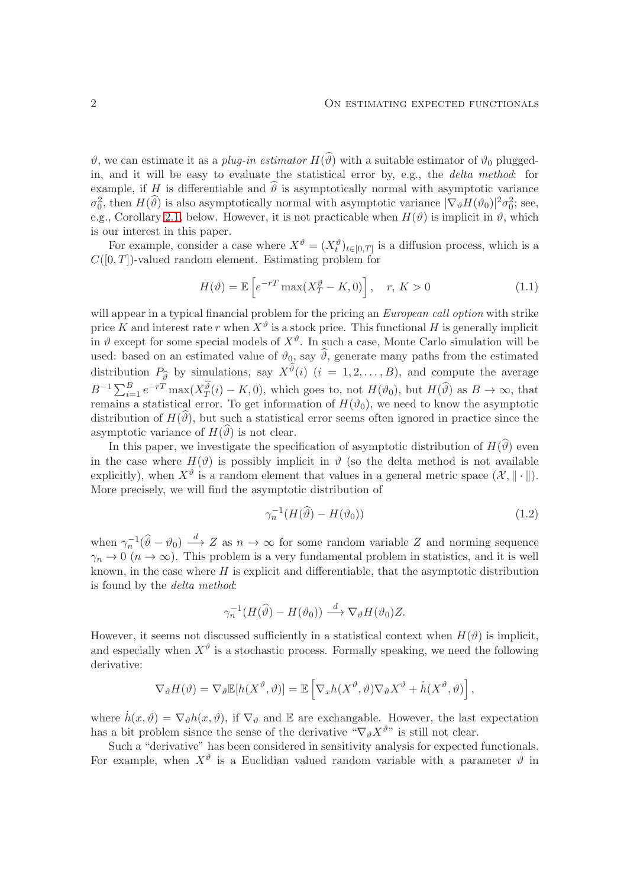$\vartheta$, we can estimate it as a *plug-in estimator* $H(\widehat{\vartheta})$ with a suitable estimator of $\vartheta_0$ plugged-in, and it will be easy to evaluate the statistical error by, e.g., the *delta method*: for example, if $H$ is differentiable and $\widehat{\vartheta}$ is asymptotically normal with asymptotic variance $\sigma_0^2$, then $H(\widehat{\vartheta})$ is also asymptotically normal with asymptotic variance $|\nabla_\vartheta H(\vartheta_0)|^2\sigma_0^2$; see, e.g., Corollary 2.1, below. However, it is not practicable when $H(\vartheta)$ is implicit in $\vartheta$, which is our interest in this paper.

For example, consider a case where $X^\vartheta = (X_t^\vartheta)_{t\in[0,T]}$ is a diffusion process, which is a $C([0,T])$-valued random element. Estimating problem for

$$
H(\vartheta) = \mathbb{E}\left[e^{-rT}\max(X_T^\vartheta - K, 0)\right], \quad r,\, K > 0 \tag{1.1}
$$

will appear in a typical financial problem for the pricing an *European call option* with strike price $K$ and interest rate $r$ when $X^\vartheta$ is a stock price. This functional $H$ is generally implicit in $\vartheta$ except for some special models of $X^\vartheta$. In such a case, Monte Carlo simulation will be used: based on an estimated value of $\vartheta_0$, say $\widehat{\vartheta}$, generate many paths from the estimated distribution $P_{\widehat{\vartheta}}$ by simulations, say $X^{\widehat{\vartheta}}(i)$ $(i = 1, 2, \ldots, B)$, and compute the average $B^{-1}\sum_{i=1}^B e^{-rT}\max(X_T^{\widehat{\vartheta}}(i) - K, 0)$, which goes to, not $H(\vartheta_0)$, but $H(\widehat{\vartheta})$ as $B\to\infty$, that remains a statistical error. To get information of $H(\vartheta_0)$, we need to know the asymptotic distribution of $H(\widehat{\vartheta})$, but such a statistical error seems often ignored in practice since the asymptotic variance of $H(\widehat{\vartheta})$ is not clear.

In this paper, we investigate the specification of asymptotic distribution of $H(\widehat{\vartheta})$ even in the case where $H(\vartheta)$ is possibly implicit in $\vartheta$ (so the delta method is not available explicitly), when $X^\vartheta$ is a random element that values in a general metric space $(\mathcal{X}, \|\cdot\|)$. More precisely, we will find the asymptotic distribution of

$$
\gamma_n^{-1}(H(\widehat{\vartheta}) - H(\vartheta_0)) \tag{1.2}
$$

when $\gamma_n^{-1}(\widehat{\vartheta} - \vartheta_0) \xrightarrow{d} Z$ as $n\to\infty$ for some random variable $Z$ and norming sequence $\gamma_n \to 0$ $(n\to\infty)$. This problem is a very fundamental problem in statistics, and it is well known, in the case where $H$ is explicit and differentiable, that the asymptotic distribution is found by the *delta method*:

$$
\gamma_n^{-1}(H(\widehat{\vartheta}) - H(\vartheta_0)) \xrightarrow{d} \nabla_\vartheta H(\vartheta_0)Z.
$$

However, it seems not discussed sufficiently in a statistical context when $H(\vartheta)$ is implicit, and especially when $X^\vartheta$ is a stochastic process. Formally speaking, we need the following derivative:

$$
\nabla_\vartheta H(\vartheta) = \nabla_\vartheta \mathbb{E}[h(X^\vartheta, \vartheta)] = \mathbb{E}\left[\nabla_x h(X^\vartheta, \vartheta)\nabla_\vartheta X^\vartheta + \dot{h}(X^\vartheta, \vartheta)\right],
$$

where $\dot{h}(x, \vartheta) = \nabla_\vartheta h(x, \vartheta)$, if $\nabla_\vartheta$ and $\mathbb{E}$ are exchangable. However, the last expectation has a bit problem sisnce the sense of the derivative "$\nabla_\vartheta X^\vartheta$" is still not clear.

Such a "derivative" has been considered in sensitivity analysis for expected functionals. For example, when $X^\vartheta$ is a Euclidian valued random variable with a parameter $\vartheta$ in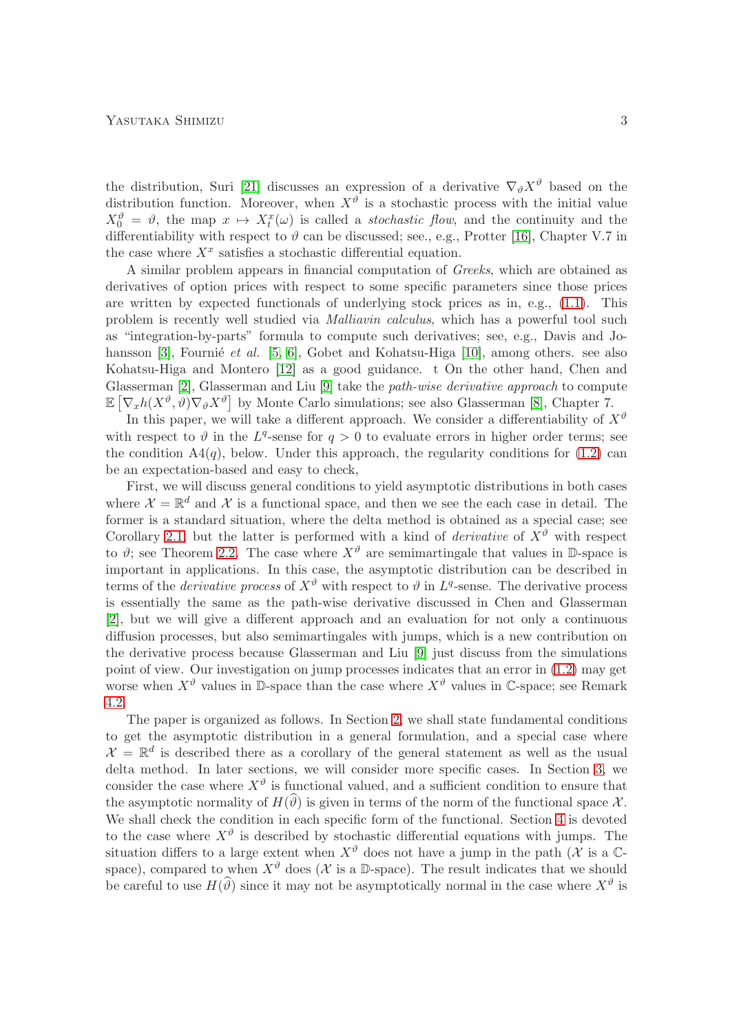the distribution, Suri [21] discusses an expression of a derivative $\nabla_\vartheta X^\vartheta$ based on the distribution function. Moreover, when $X^\vartheta$ is a stochastic process with the initial value $X_0^\vartheta = \vartheta$, the map $x \mapsto X_t^x(\omega)$ is called a *stochastic flow*, and the continuity and the differentiability with respect to $\vartheta$ can be discussed; see., e.g., Protter [16], Chapter V.7 in the case where $X^x$ satisfies a stochastic differential equation.

A similar problem appears in financial computation of *Greeks*, which are obtained as derivatives of option prices with respect to some specific parameters since those prices are written by expected functionals of underlying stock prices as in, e.g., (1.1). This problem is recently well studied via *Malliavin calculus*, which has a powerful tool such as "integration-by-parts" formula to compute such derivatives; see, e.g., Davis and Johansson [3], Fournié *et al.* [5, 6], Gobet and Kohatsu-Higa [10], among others. see also Kohatsu-Higa and Montero [12] as a good guidance. t On the other hand, Chen and Glasserman [2], Glasserman and Liu [9] take the *path-wise derivative approach* to compute $\mathbb{E}\left[\nabla_x h(X^\vartheta, \vartheta)\nabla_\vartheta X^\vartheta\right]$ by Monte Carlo simulations; see also Glasserman [8], Chapter 7.

In this paper, we will take a different approach. We consider a differentiability of $X^\vartheta$ with respect to $\vartheta$ in the $L^q$-sense for $q > 0$ to evaluate errors in higher order terms; see the condition A4($q$), below. Under this approach, the regularity conditions for (1.2) can be an expectation-based and easy to check,

First, we will discuss general conditions to yield asymptotic distributions in both cases where $\mathcal{X} = \mathbb{R}^d$ and $\mathcal{X}$ is a functional space, and then we see the each case in detail. The former is a standard situation, where the delta method is obtained as a special case; see Corollary 2.1, but the latter is performed with a kind of *derivative* of $X^\vartheta$ with respect to $\vartheta$; see Theorem 2.2. The case where $X^\vartheta$ are semimartingale that values in $\mathbb{D}$-space is important in applications. In this case, the asymptotic distribution can be described in terms of the *derivative process* of $X^\vartheta$ with respect to $\vartheta$ in $L^q$-sense. The derivative process is essentially the same as the path-wise derivative discussed in Chen and Glasserman [2], but we will give a different approach and an evaluation for not only a continuous diffusion processes, but also semimartingales with jumps, which is a new contribution on the derivative process because Glasserman and Liu [9] just discuss from the simulations point of view. Our investigation on jump processes indicates that an error in (1.2) may get worse when $X^\vartheta$ values in $\mathbb{D}$-space than the case where $X^\vartheta$ values in $\mathbb{C}$-space; see Remark 4.2.

The paper is organized as follows. In Section 2, we shall state fundamental conditions to get the asymptotic distribution in a general formulation, and a special case where $\mathcal{X} = \mathbb{R}^d$ is described there as a corollary of the general statement as well as the usual delta method. In later sections, we will consider more specific cases. In Section 3, we consider the case where $X^\vartheta$ is functional valued, and a sufficient condition to ensure that the asymptotic normality of $H(\widehat{\vartheta})$ is given in terms of the norm of the functional space $\mathcal{X}$. We shall check the condition in each specific form of the functional. Section 4 is devoted to the case where $X^\vartheta$ is described by stochastic differential equations with jumps. The situation differs to a large extent when $X^\vartheta$ does not have a jump in the path ($\mathcal{X}$ is a $\mathbb{C}$-space), compared to when $X^\vartheta$ does ($\mathcal{X}$ is a $\mathbb{D}$-space). The result indicates that we should be careful to use $H(\widehat{\vartheta})$ since it may not be asymptotically normal in the case where $X^\vartheta$ is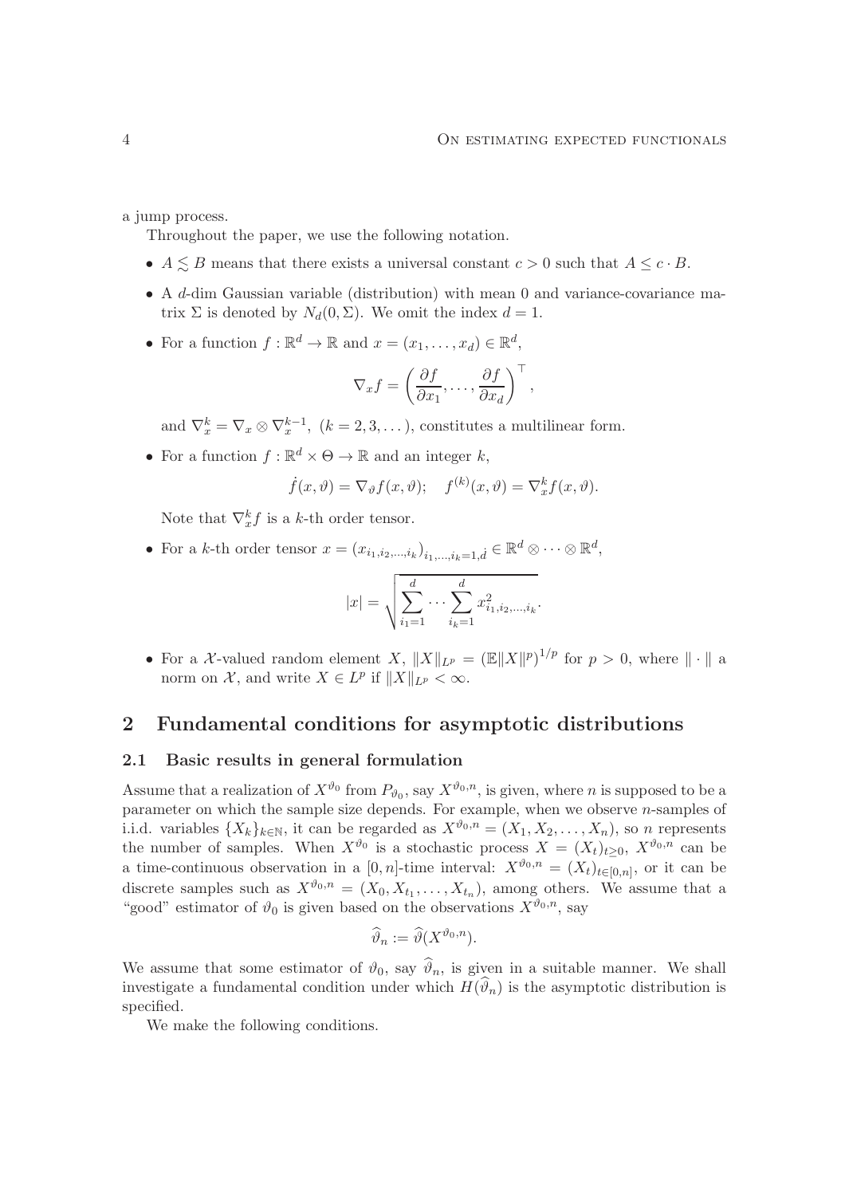a jump process.

Throughout the paper, we use the following notation.

- $A \lesssim B$ means that there exists a universal constant $c > 0$ such that $A \le c \cdot B$.
- A $d$-dim Gaussian variable (distribution) with mean 0 and variance-covariance matrix $\Sigma$ is denoted by $N_d(0, \Sigma)$. We omit the index $d = 1$.
- For a function $f : \mathbb{R}^d \to \mathbb{R}$ and $x = (x_1, \dots, x_d) \in \mathbb{R}^d$,

$$\nabla_x f = \left( \frac{\partial f}{\partial x_1}, \dots, \frac{\partial f}{\partial x_d} \right)^\top,$$

  and $\nabla_x^k = \nabla_x \otimes \nabla_x^{k-1}$, $(k = 2, 3, \dots)$, constitutes a multilinear form.
- For a function $f : \mathbb{R}^d \times \Theta \to \mathbb{R}$ and an integer $k$,

$$\dot{f}(x, \vartheta) = \nabla_\vartheta f(x, \vartheta); \quad f^{(k)}(x, \vartheta) = \nabla_x^k f(x, \vartheta).$$

  Note that $\nabla_x^k f$ is a $k$-th order tensor.
- For a $k$-th order tensor $x = (x_{i_1, i_2, \dots, i_k})_{i_1, \dots, i_k = 1, d} \in \mathbb{R}^d \otimes \cdots \otimes \mathbb{R}^d$,

$$|x| = \sqrt{\sum_{i_1=1}^d \cdots \sum_{i_k=1}^d x_{i_1, i_2, \dots, i_k}^2}.$$

- For a $\mathcal{X}$-valued random element $X$, $\|X\|_{L^p} = (\mathbb{E}\|X\|^p)^{1/p}$ for $p > 0$, where $\|\cdot\|$ a norm on $\mathcal{X}$, and write $X \in L^p$ if $\|X\|_{L^p} < \infty$.

## 2 Fundamental conditions for asymptotic distributions

### 2.1 Basic results in general formulation

Assume that a realization of $X^{\vartheta_0}$ from $P_{\vartheta_0}$, say $X^{\vartheta_0, n}$, is given, where $n$ is supposed to be a parameter on which the sample size depends. For example, when we observe $n$-samples of i.i.d. variables $\{X_k\}_{k \in \mathbb{N}}$, it can be regarded as $X^{\vartheta_0, n} = (X_1, X_2, \dots, X_n)$, so $n$ represents the number of samples. When $X^{\vartheta_0}$ is a stochastic process $X = (X_t)_{t \ge 0}$, $X^{\vartheta_0, n}$ can be a time-continuous observation in a $[0, n]$-time interval: $X^{\vartheta_0, n} = (X_t)_{t \in [0, n]}$, or it can be discrete samples such as $X^{\vartheta_0, n} = (X_0, X_{t_1}, \dots, X_{t_n})$, among others. We assume that a "good" estimator of $\vartheta_0$ is given based on the observations $X^{\vartheta_0, n}$, say

$$\widehat{\vartheta}_n := \widehat{\vartheta}(X^{\vartheta_0, n}).$$

We assume that some estimator of $\vartheta_0$, say $\widehat{\vartheta}_n$, is given in a suitable manner. We shall investigate a fundamental condition under which $H(\widehat{\vartheta}_n)$ is the asymptotic distribution is specified.

We make the following conditions.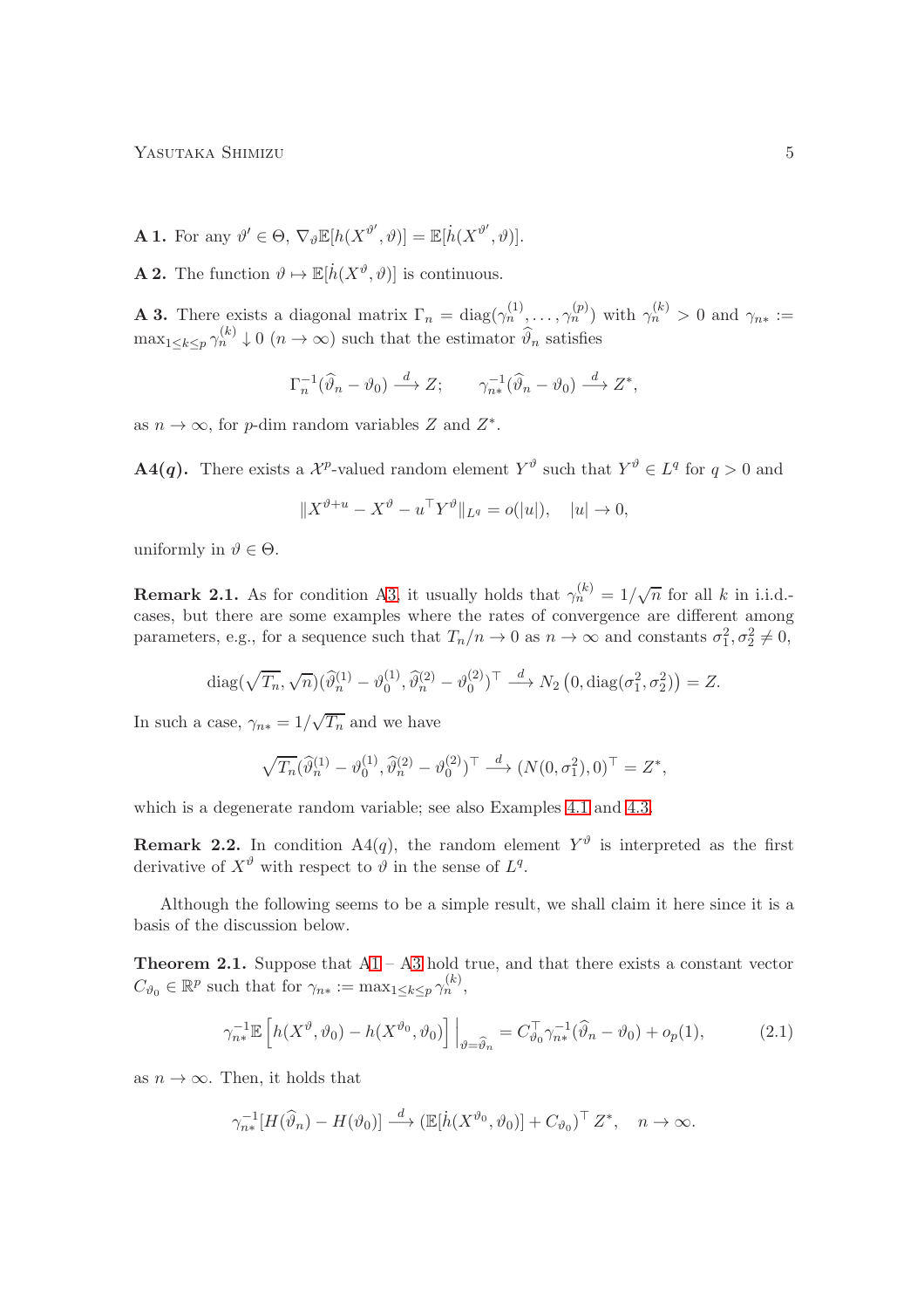**A 1.** For any $\vartheta' \in \Theta$, $\nabla_\vartheta \mathbb{E}[h(X^{\vartheta'}, \vartheta)] = \mathbb{E}[\dot{h}(X^{\vartheta'}, \vartheta)]$.

**A 2.** The function $\vartheta \mapsto \mathbb{E}[\dot{h}(X^\vartheta, \vartheta)]$ is continuous.

**A 3.** There exists a diagonal matrix $\Gamma_n = \mathrm{diag}(\gamma_n^{(1)}, \dots, \gamma_n^{(p)})$ with $\gamma_n^{(k)} > 0$ and $\gamma_{n*} := \max_{1\le k\le p} \gamma_n^{(k)} \downarrow 0$ $(n \to \infty)$ such that the estimator $\widehat{\vartheta}_n$ satisfies

$$\Gamma_n^{-1}(\widehat{\vartheta}_n - \vartheta_0) \xrightarrow{d} Z; \qquad \gamma_{n*}^{-1}(\widehat{\vartheta}_n - \vartheta_0) \xrightarrow{d} Z^*,$$

as $n \to \infty$, for $p$-dim random variables $Z$ and $Z^*$.

**A4($q$).** There exists a $\mathcal{X}^p$-valued random element $Y^\vartheta$ such that $Y^\vartheta \in L^q$ for $q > 0$ and

$$\|X^{\vartheta+u} - X^\vartheta - u^\top Y^\vartheta\|_{L^q} = o(|u|), \quad |u| \to 0,$$

uniformly in $\vartheta \in \Theta$.

**Remark 2.1.** As for condition A3, it usually holds that $\gamma_n^{(k)} = 1/\sqrt{n}$ for all $k$ in i.i.d.-cases, but there are some examples where the rates of convergence are different among parameters, e.g., for a sequence such that $T_n/n \to 0$ as $n \to \infty$ and constants $\sigma_1^2, \sigma_2^2 \neq 0$,

$$\mathrm{diag}(\sqrt{T_n}, \sqrt{n})(\widehat{\vartheta}_n^{(1)} - \vartheta_0^{(1)}, \widehat{\vartheta}_n^{(2)} - \vartheta_0^{(2)})^\top \xrightarrow{d} N_2\left(0, \mathrm{diag}(\sigma_1^2, \sigma_2^2)\right) = Z.$$

In such a case, $\gamma_{n*} = 1/\sqrt{T_n}$ and we have

$$\sqrt{T_n}(\widehat{\vartheta}_n^{(1)} - \vartheta_0^{(1)}, \widehat{\vartheta}_n^{(2)} - \vartheta_0^{(2)})^\top \xrightarrow{d} (N(0, \sigma_1^2), 0)^\top = Z^*,$$

which is a degenerate random variable; see also Examples 4.1 and 4.3.

**Remark 2.2.** In condition A4($q$), the random element $Y^\vartheta$ is interpreted as the first derivative of $X^\vartheta$ with respect to $\vartheta$ in the sense of $L^q$.

Although the following seems to be a simple result, we shall claim it here since it is a basis of the discussion below.

**Theorem 2.1.** Suppose that A1 – A3 hold true, and that there exists a constant vector $C_{\vartheta_0} \in \mathbb{R}^p$ such that for $\gamma_{n*} := \max_{1\le k\le p} \gamma_n^{(k)}$,

$$\gamma_{n*}^{-1}\mathbb{E}\left[h(X^\vartheta, \vartheta_0) - h(X^{\vartheta_0}, \vartheta_0)\right]\Big|_{\vartheta=\widehat{\vartheta}_n} = C_{\vartheta_0}^\top \gamma_{n*}^{-1}(\widehat{\vartheta}_n - \vartheta_0) + o_p(1), \tag{2.1}$$

as $n \to \infty$. Then, it holds that

$$\gamma_{n*}^{-1}[H(\widehat{\vartheta}_n) - H(\vartheta_0)] \xrightarrow{d} (\mathbb{E}[\dot{h}(X^{\vartheta_0}, \vartheta_0)] + C_{\vartheta_0})^\top Z^*, \quad n \to \infty.$$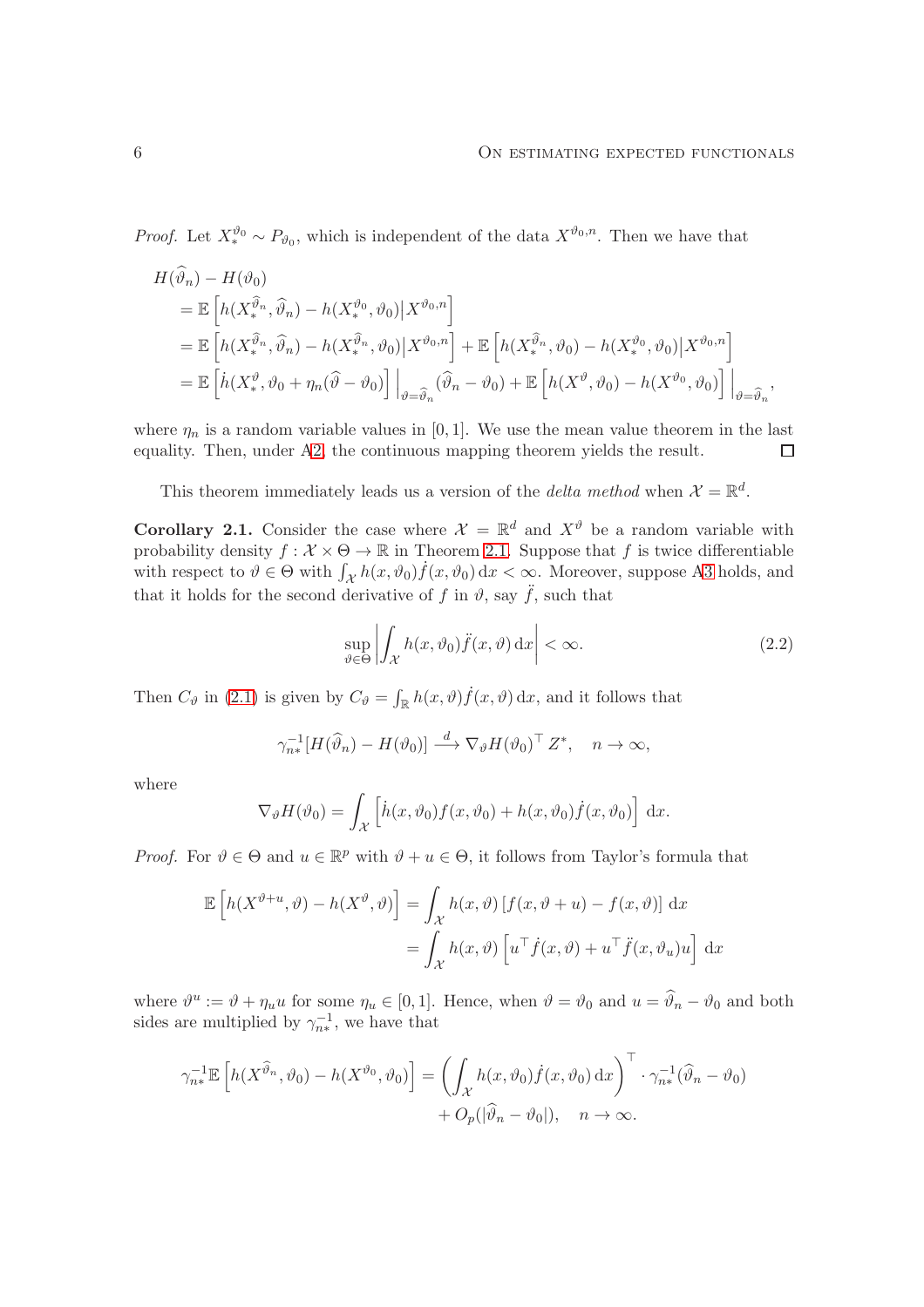*Proof.* Let $X_*^{\vartheta_0} \sim P_{\vartheta_0}$, which is independent of the data $X^{\vartheta_0,n}$. Then we have that

$$
\begin{aligned}
&H(\widehat{\vartheta}_n) - H(\vartheta_0) \\
&= \mathbb{E}\left[h(X_*^{\widehat{\vartheta}_n}, \widehat{\vartheta}_n) - h(X_*^{\vartheta_0}, \vartheta_0) \big| X^{\vartheta_0,n}\right] \\
&= \mathbb{E}\left[h(X_*^{\widehat{\vartheta}_n}, \widehat{\vartheta}_n) - h(X_*^{\widehat{\vartheta}_n}, \vartheta_0) \big| X^{\vartheta_0,n}\right] + \mathbb{E}\left[h(X_*^{\widehat{\vartheta}_n}, \vartheta_0) - h(X_*^{\vartheta_0}, \vartheta_0) \big| X^{\vartheta_0,n}\right] \\
&= \mathbb{E}\left[\dot{h}(X_*^{\vartheta}, \vartheta_0 + \eta_n(\widehat{\vartheta} - \vartheta_0)\right] \Big|_{\vartheta=\widehat{\vartheta}_n} (\widehat{\vartheta}_n - \vartheta_0) + \mathbb{E}\left[h(X^{\vartheta}, \vartheta_0) - h(X^{\vartheta_0}, \vartheta_0)\right] \Big|_{\vartheta=\widehat{\vartheta}_n},
\end{aligned}
$$

where $\eta_n$ is a random variable values in $[0,1]$. We use the mean value theorem in the last equality. Then, under A2, the continuous mapping theorem yields the result. $\square$

This theorem immediately leads us a version of the *delta method* when $\mathcal{X} = \mathbb{R}^d$.

**Corollary 2.1.** Consider the case where $\mathcal{X} = \mathbb{R}^d$ and $X^\vartheta$ be a random variable with probability density $f : \mathcal{X} \times \Theta \to \mathbb{R}$ in Theorem 2.1. Suppose that $f$ is twice differentiable with respect to $\vartheta \in \Theta$ with $\int_{\mathcal{X}} h(x, \vartheta_0) \dot{f}(x, \vartheta_0)\,\mathrm{d}x < \infty$. Moreover, suppose A3 holds, and that it holds for the second derivative of $f$ in $\vartheta$, say $\ddot{f}$, such that

$$
\sup_{\vartheta \in \Theta} \left| \int_{\mathcal{X}} h(x, \vartheta_0) \ddot{f}(x, \vartheta)\,\mathrm{d}x \right| < \infty. \tag{2.2}
$$

Then $C_\vartheta$ in (2.1) is given by $C_\vartheta = \int_{\mathbb{R}} h(x, \vartheta) \dot{f}(x, \vartheta)\,\mathrm{d}x$, and it follows that

$$
\gamma_{n*}^{-1}[H(\widehat{\vartheta}_n) - H(\vartheta_0)] \xrightarrow{d} \nabla_\vartheta H(\vartheta_0)^\top Z^*, \quad n \to \infty,
$$

where

$$
\nabla_\vartheta H(\vartheta_0) = \int_{\mathcal{X}} \left[\dot{h}(x, \vartheta_0) f(x, \vartheta_0) + h(x, \vartheta_0) \dot{f}(x, \vartheta_0)\right]\,\mathrm{d}x.
$$

*Proof.* For $\vartheta \in \Theta$ and $u \in \mathbb{R}^p$ with $\vartheta + u \in \Theta$, it follows from Taylor's formula that

$$
\begin{aligned}
\mathbb{E}\left[h(X^{\vartheta+u}, \vartheta) - h(X^\vartheta, \vartheta)\right] &= \int_{\mathcal{X}} h(x, \vartheta)\left[f(x, \vartheta + u) - f(x, \vartheta)\right]\,\mathrm{d}x \\
&= \int_{\mathcal{X}} h(x, \vartheta)\left[u^\top \dot{f}(x, \vartheta) + u^\top \ddot{f}(x, \vartheta_u) u\right]\,\mathrm{d}x
\end{aligned}
$$

where $\vartheta^u := \vartheta + \eta_u u$ for some $\eta_u \in [0,1]$. Hence, when $\vartheta = \vartheta_0$ and $u = \widehat{\vartheta}_n - \vartheta_0$ and both sides are multiplied by $\gamma_{n*}^{-1}$, we have that

$$
\begin{aligned}
\gamma_{n*}^{-1}\mathbb{E}\left[h(X^{\widehat{\vartheta}_n}, \vartheta_0) - h(X^{\vartheta_0}, \vartheta_0)\right] = &\left(\int_{\mathcal{X}} h(x, \vartheta_0) \dot{f}(x, \vartheta_0)\,\mathrm{d}x\right)^\top \cdot \gamma_{n*}^{-1}(\widehat{\vartheta}_n - \vartheta_0) \\
&+ O_p(|\widehat{\vartheta}_n - \vartheta_0|), \quad n \to \infty.
\end{aligned}
$$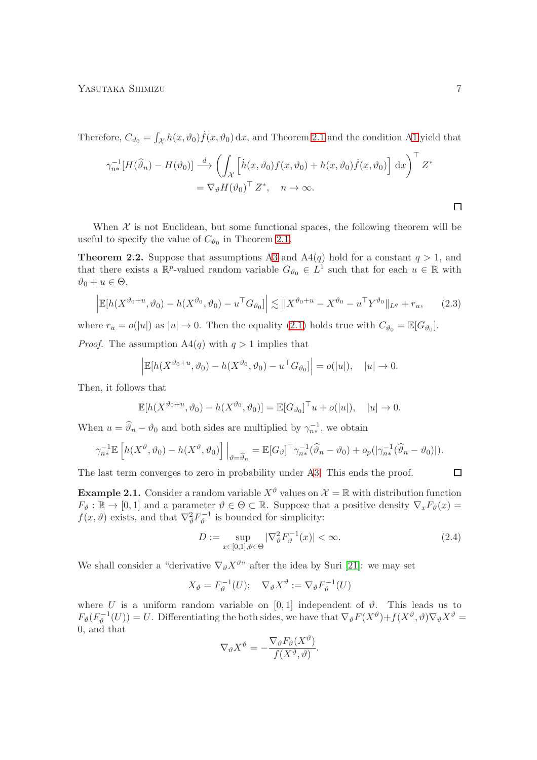Therefore, $C_{\vartheta_0} = \int_{\mathcal{X}} h(x,\vartheta_0)\dot{f}(x,\vartheta_0)\,\mathrm{d}x$, and Theorem 2.1 and the condition A1 yield that

$$
\gamma_{n*}^{-1}[H(\widehat{\vartheta}_n) - H(\vartheta_0)] \xrightarrow{d} \left( \int_{\mathcal{X}} \left[ \dot{h}(x,\vartheta_0) f(x,\vartheta_0) + h(x,\vartheta_0)\dot{f}(x,\vartheta_0) \right] \mathrm{d}x \right)^\top Z^* \\
= \nabla_\vartheta H(\vartheta_0)^\top Z^*, \quad n \to \infty.
$$

□

When $\mathcal{X}$ is not Euclidean, but some functional spaces, the following theorem will be useful to specify the value of $C_{\vartheta_0}$ in Theorem 2.1.

**Theorem 2.2.** Suppose that assumptions A3 and A4($q$) hold for a constant $q > 1$, and that there exists a $\mathbb{R}^p$-valued random variable $G_{\vartheta_0} \in L^1$ such that for each $u \in \mathbb{R}$ with $\vartheta_0 + u \in \Theta$,

$$
\left| \mathbb{E}[h(X^{\vartheta_0+u},\vartheta_0) - h(X^{\vartheta_0},\vartheta_0) - u^\top G_{\vartheta_0}] \right| \lesssim \| X^{\vartheta_0+u} - X^{\vartheta_0} - u^\top Y^{\vartheta_0} \|_{L^q} + r_u, \tag{2.3}
$$

where $r_u = o(|u|)$ as $|u| \to 0$. Then the equality (2.1) holds true with $C_{\vartheta_0} = \mathbb{E}[G_{\vartheta_0}]$.

*Proof.* The assumption A4($q$) with $q > 1$ implies that

$$
\left| \mathbb{E}[h(X^{\vartheta_0+u},\vartheta_0) - h(X^{\vartheta_0},\vartheta_0) - u^\top G_{\vartheta_0}] \right| = o(|u|), \quad |u| \to 0.
$$

Then, it follows that

$$
\mathbb{E}[h(X^{\vartheta_0+u},\vartheta_0) - h(X^{\vartheta_0},\vartheta_0)] = \mathbb{E}[G_{\vartheta_0}]^\top u + o(|u|), \quad |u| \to 0.
$$

When $u = \widehat{\vartheta}_n - \vartheta_0$ and both sides are multiplied by $\gamma_{n*}^{-1}$, we obtain

$$
\gamma_{n*}^{-1}\mathbb{E}\left[ h(X^\vartheta,\vartheta_0) - h(X^\vartheta,\vartheta_0) \right] \Big|_{\vartheta = \widehat{\vartheta}_n} = \mathbb{E}[G_\vartheta]^\top \gamma_{n*}^{-1}(\widehat{\vartheta}_n - \vartheta_0) + o_p(|\gamma_{n*}^{-1}(\widehat{\vartheta}_n - \vartheta_0)|).
$$

The last term converges to zero in probability under A3. This ends the proof. □

**Example 2.1.** Consider a random variable $X^\vartheta$ values on $\mathcal{X} = \mathbb{R}$ with distribution function $F_\vartheta : \mathbb{R} \to [0,1]$ and a parameter $\vartheta \in \Theta \subset \mathbb{R}$. Suppose that a positive density $\nabla_x F_\vartheta(x) = f(x,\vartheta)$ exists, and that $\nabla_\vartheta^2 F_\vartheta^{-1}$ is bounded for simplicity:

$$
D := \sup_{x \in [0,1], \vartheta \in \Theta} |\nabla_\vartheta^2 F_\vartheta^{-1}(x)| < \infty. \tag{2.4}
$$

We shall consider a "derivative $\nabla_\vartheta X^\vartheta$" after the idea by Suri [21]: we may set

$$
X_\vartheta = F_\vartheta^{-1}(U); \quad \nabla_\vartheta X^\vartheta := \nabla_\vartheta F_\vartheta^{-1}(U)
$$

where $U$ is a uniform random variable on $[0,1]$ independent of $\vartheta$. This leads us to $F_\vartheta(F_\vartheta^{-1}(U)) = U$. Differentiating the both sides, we have that $\nabla_\vartheta F(X^\vartheta) + f(X^\vartheta,\vartheta)\nabla_\vartheta X^\vartheta = 0$, and that

$$
\nabla_\vartheta X^\vartheta = -\frac{\nabla_\vartheta F_\vartheta(X^\vartheta)}{f(X^\vartheta,\vartheta)}.
$$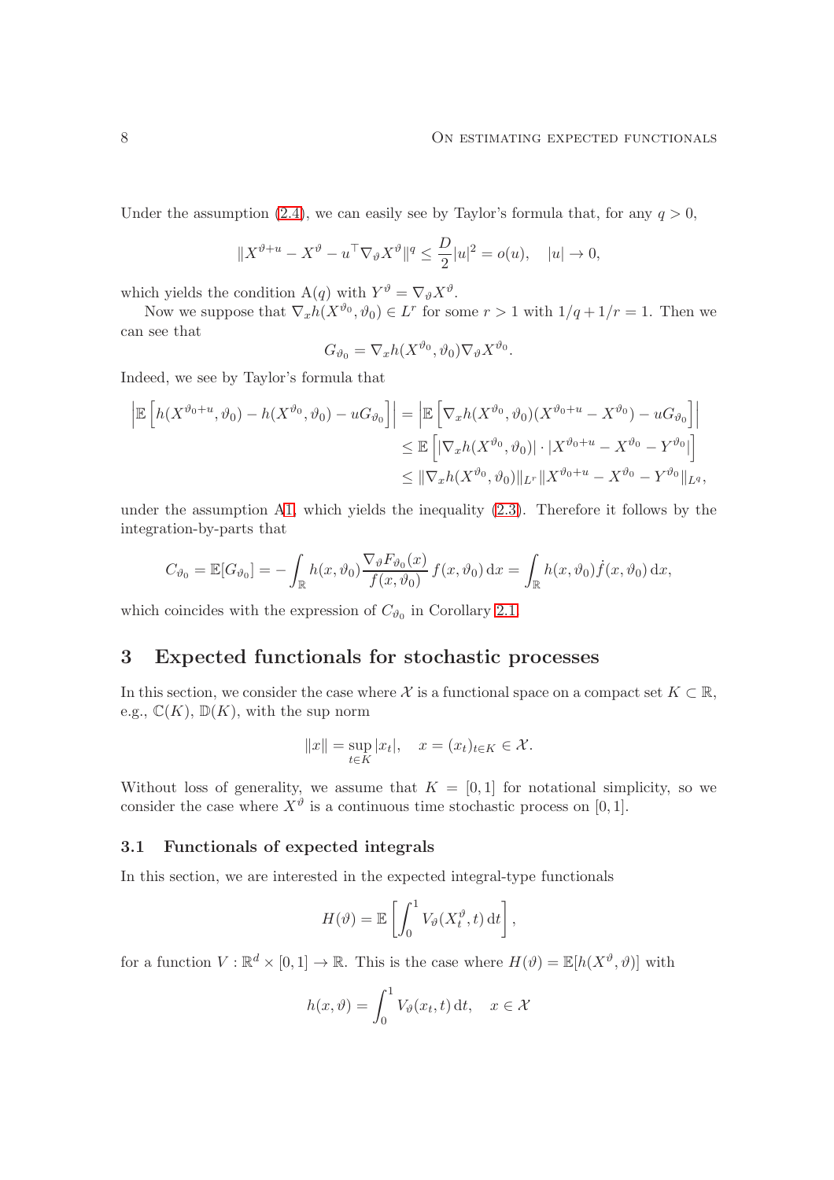Under the assumption (2.4), we can easily see by Taylor's formula that, for any $q > 0$,

$$\|X^{\vartheta+u} - X^{\vartheta} - u^\top \nabla_\vartheta X^\vartheta\|^q \le \frac{D}{2}|u|^2 = o(u), \quad |u| \to 0,$$

which yields the condition A($q$) with $Y^\vartheta = \nabla_\vartheta X^\vartheta$.

Now we suppose that $\nabla_x h(X^{\vartheta_0}, \vartheta_0) \in L^r$ for some $r > 1$ with $1/q + 1/r = 1$. Then we can see that

$$G_{\vartheta_0} = \nabla_x h(X^{\vartheta_0}, \vartheta_0) \nabla_\vartheta X^{\vartheta_0}.$$

Indeed, we see by Taylor's formula that

$$\begin{aligned}
\left|\mathbb{E}\left[h(X^{\vartheta_0+u}, \vartheta_0) - h(X^{\vartheta_0}, \vartheta_0) - uG_{\vartheta_0}\right]\right| &= \left|\mathbb{E}\left[\nabla_x h(X^{\vartheta_0}, \vartheta_0)(X^{\vartheta_0+u} - X^{\vartheta_0}) - uG_{\vartheta_0}\right]\right| \\
&\le \mathbb{E}\left[|\nabla_x h(X^{\vartheta_0}, \vartheta_0)| \cdot |X^{\vartheta_0+u} - X^{\vartheta_0} - Y^{\vartheta_0}|\right] \\
&\le \|\nabla_x h(X^{\vartheta_0}, \vartheta_0)\|_{L^r} \|X^{\vartheta_0+u} - X^{\vartheta_0} - Y^{\vartheta_0}\|_{L^q},
\end{aligned}$$

under the assumption A1, which yields the inequality (2.3). Therefore it follows by the integration-by-parts that

$$C_{\vartheta_0} = \mathbb{E}[G_{\vartheta_0}] = -\int_{\mathbb{R}} h(x, \vartheta_0) \frac{\nabla_\vartheta F_{\vartheta_0}(x)}{f(x, \vartheta_0)} f(x, \vartheta_0)\,\mathrm{d}x = \int_{\mathbb{R}} h(x, \vartheta_0) \dot{f}(x, \vartheta_0)\,\mathrm{d}x,$$

which coincides with the expression of $C_{\vartheta_0}$ in Corollary 2.1.

## 3 Expected functionals for stochastic processes

In this section, we consider the case where $\mathcal{X}$ is a functional space on a compact set $K \subset \mathbb{R}$, e.g., $\mathbb{C}(K)$, $\mathbb{D}(K)$, with the sup norm

$$\|x\| = \sup_{t \in K} |x_t|, \quad x = (x_t)_{t \in K} \in \mathcal{X}.$$

Without loss of generality, we assume that $K = [0, 1]$ for notational simplicity, so we consider the case where $X^\vartheta$ is a continuous time stochastic process on $[0, 1]$.

### 3.1 Functionals of expected integrals

In this section, we are interested in the expected integral-type functionals

$$H(\vartheta) = \mathbb{E}\left[\int_0^1 V_\vartheta(X_t^\vartheta, t)\,\mathrm{d}t\right],$$

for a function $V : \mathbb{R}^d \times [0, 1] \to \mathbb{R}$. This is the case where $H(\vartheta) = \mathbb{E}[h(X^\vartheta, \vartheta)]$ with

$$h(x, \vartheta) = \int_0^1 V_\vartheta(x_t, t)\,\mathrm{d}t, \quad x \in \mathcal{X}$$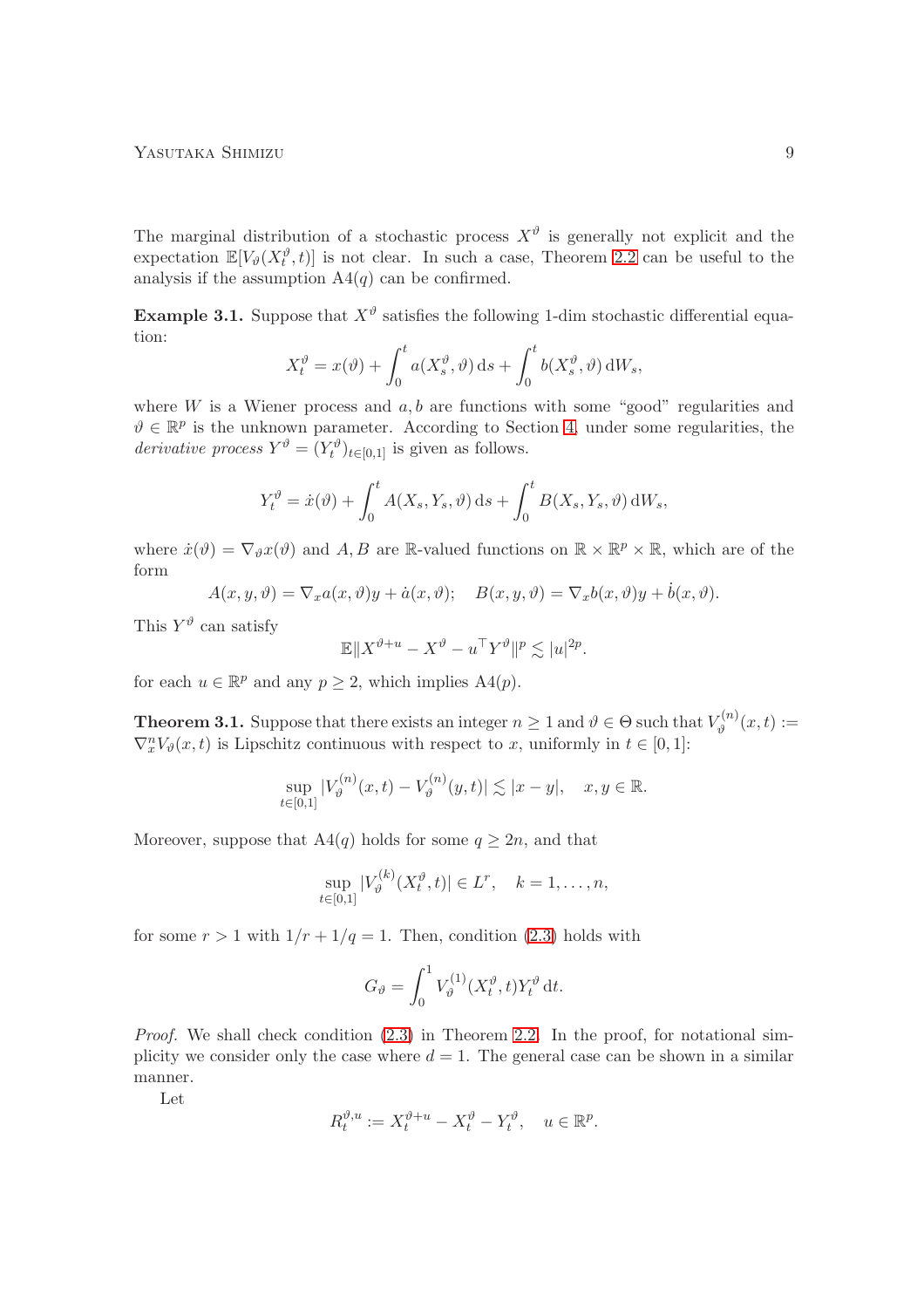The marginal distribution of a stochastic process $X^\vartheta$ is generally not explicit and the expectation $\mathbb{E}[V_\vartheta(X_t^\vartheta, t)]$ is not clear. In such a case, Theorem 2.2 can be useful to the analysis if the assumption A4($q$) can be confirmed.

**Example 3.1.** Suppose that $X^\vartheta$ satisfies the following 1-dim stochastic differential equation:

$$X_t^\vartheta = x(\vartheta) + \int_0^t a(X_s^\vartheta, \vartheta)\,\mathrm{d}s + \int_0^t b(X_s^\vartheta, \vartheta)\,\mathrm{d}W_s,$$

where $W$ is a Wiener process and $a, b$ are functions with some "good" regularities and $\vartheta \in \mathbb{R}^p$ is the unknown parameter. According to Section 4, under some regularities, the *derivative process* $Y^\vartheta = (Y_t^\vartheta)_{t\in[0,1]}$ is given as follows.

$$Y_t^\vartheta = \dot{x}(\vartheta) + \int_0^t A(X_s, Y_s, \vartheta)\,\mathrm{d}s + \int_0^t B(X_s, Y_s, \vartheta)\,\mathrm{d}W_s,$$

where $\dot{x}(\vartheta) = \nabla_\vartheta x(\vartheta)$ and $A, B$ are $\mathbb{R}$-valued functions on $\mathbb{R} \times \mathbb{R}^p \times \mathbb{R}$, which are of the form

$$A(x, y, \vartheta) = \nabla_x a(x, \vartheta) y + \dot{a}(x, \vartheta); \quad B(x, y, \vartheta) = \nabla_x b(x, \vartheta) y + \dot{b}(x, \vartheta).$$

This $Y^\vartheta$ can satisfy

$$\mathbb{E}\|X^{\vartheta+u} - X^\vartheta - u^\top Y^\vartheta\|^p \lesssim |u|^{2p}.$$

for each $u \in \mathbb{R}^p$ and any $p \geq 2$, which implies A4($p$).

**Theorem 3.1.** Suppose that there exists an integer $n \geq 1$ and $\vartheta \in \Theta$ such that $V_\vartheta^{(n)}(x, t) := \nabla_x^n V_\vartheta(x, t)$ is Lipschitz continuous with respect to $x$, uniformly in $t \in [0, 1]$:

$$\sup_{t\in[0,1]} |V_\vartheta^{(n)}(x, t) - V_\vartheta^{(n)}(y, t)| \lesssim |x - y|, \quad x, y \in \mathbb{R}.$$

Moreover, suppose that A4($q$) holds for some $q \geq 2n$, and that

$$\sup_{t\in[0,1]} |V_\vartheta^{(k)}(X_t^\vartheta, t)| \in L^r, \quad k = 1, \ldots, n,$$

for some $r > 1$ with $1/r + 1/q = 1$. Then, condition (2.3) holds with

$$G_\vartheta = \int_0^1 V_\vartheta^{(1)}(X_t^\vartheta, t) Y_t^\vartheta\,\mathrm{d}t.$$

*Proof.* We shall check condition (2.3) in Theorem 2.2. In the proof, for notational simplicity we consider only the case where $d = 1$. The general case can be shown in a similar manner.

Let

$$R_t^{\vartheta,u} := X_t^{\vartheta+u} - X_t^\vartheta - Y_t^\vartheta, \quad u \in \mathbb{R}^p.$$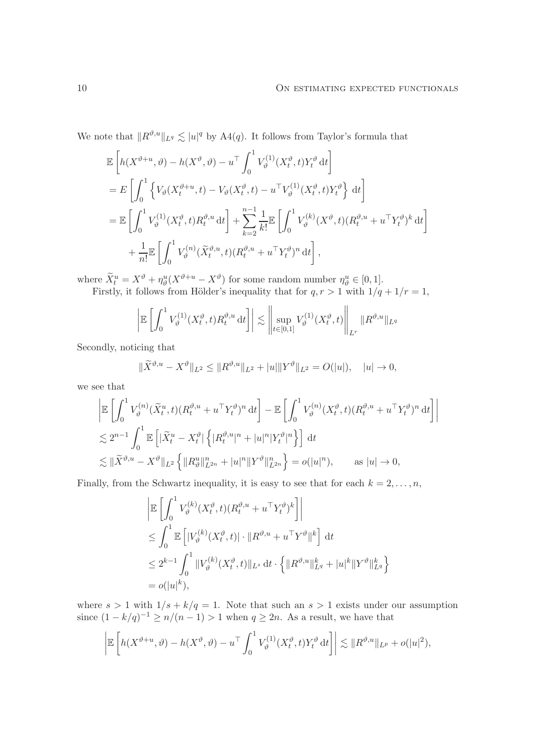We note that $\|R^{\vartheta,u}\|_{L^q} \lesssim |u|^q$ by A4($q$). It follows from Taylor's formula that

$$
\begin{aligned}
&\mathbb{E}\left[h(X^{\vartheta+u},\vartheta) - h(X^\vartheta,\vartheta) - u^\top \int_0^1 V_\vartheta^{(1)}(X_t^\vartheta,t)Y_t^\vartheta\,\mathrm{d}t\right] \\
&= E\left[\int_0^1 \left\{V_\vartheta(X_t^{\vartheta+u},t) - V_\vartheta(X_t^\vartheta,t) - u^\top V_\vartheta^{(1)}(X_t^\vartheta,t)Y_t^\vartheta\right\}\,\mathrm{d}t\right] \\
&= \mathbb{E}\left[\int_0^1 V_\vartheta^{(1)}(X_t^\vartheta,t)R_t^{\vartheta,u}\,\mathrm{d}t\right] + \sum_{k=2}^{n-1}\frac{1}{k!}\mathbb{E}\left[\int_0^1 V_\vartheta^{(k)}(X^\vartheta,t)(R_t^{\vartheta,u}+u^\top Y_t^\vartheta)^k\,\mathrm{d}t\right] \\
&\quad + \frac{1}{n!}\mathbb{E}\left[\int_0^1 V_\vartheta^{(n)}(\widetilde{X}_t^{\vartheta,u},t)(R_t^{\vartheta,u}+u^\top Y_t^\vartheta)^n\,\mathrm{d}t\right],
\end{aligned}
$$

where $\widetilde{X}_t^u = X^\vartheta + \eta_\vartheta^u(X^{\vartheta+u} - X^\vartheta)$ for some random number $\eta_\vartheta^u \in [0,1]$.

Firstly, it follows from Hölder's inequality that for $q, r > 1$ with $1/q + 1/r = 1$,

$$
\left|\mathbb{E}\left[\int_0^1 V_\vartheta^{(1)}(X_t^\vartheta,t)R_t^{\vartheta,u}\,\mathrm{d}t\right]\right| \lesssim \left\|\sup_{t\in[0,1]} V_\vartheta^{(1)}(X_t^\vartheta,t)\right\|_{L^r}\|R^{\vartheta,u}\|_{L^q}
$$

Secondly, noticing that

$$
\|\widetilde{X}^{\vartheta,u} - X^\vartheta\|_{L^2} \le \|R^{\vartheta,u}\|_{L^2} + |u|\|Y^\vartheta\|_{L^2} = O(|u|), \quad |u| \to 0,
$$

we see that

$$
\begin{aligned}
&\left|\mathbb{E}\left[\int_0^1 V_\vartheta^{(n)}(\widetilde{X}_t^u,t)(R_t^{\vartheta,u}+u^\top Y_t^\vartheta)^n\,\mathrm{d}t\right] - \mathbb{E}\left[\int_0^1 V_\vartheta^{(n)}(X_t^\vartheta,t)(R_t^{\vartheta,u}+u^\top Y_t^\vartheta)^n\,\mathrm{d}t\right]\right| \\
&\lesssim 2^{n-1}\int_0^1 \mathbb{E}\left[|\widetilde{X}_t^u - X_t^\vartheta|\left\{|R_t^{\vartheta,u}|^n + |u|^n|Y_t^\vartheta|^n\right\}\right]\,\mathrm{d}t \\
&\lesssim \|\widetilde{X}^{\vartheta,u} - X^\vartheta\|_{L^2}\left\{\|R_\vartheta^u\|_{L^{2n}}^n + |u|^n\|Y^\vartheta\|_{L^{2n}}^n\right\} = o(|u|^n), \qquad \text{as } |u| \to 0,
\end{aligned}
$$

Finally, from the Schwartz inequality, it is easy to see that for each $k = 2, \ldots, n$,

$$
\begin{aligned}
&\left|\mathbb{E}\left[\int_0^1 V_\vartheta^{(k)}(X_t^\vartheta,t)(R_t^{\vartheta,u}+u^\top Y_t^\vartheta)^k\right]\right| \\
&\le \int_0^1 \mathbb{E}\left[|V_\vartheta^{(k)}(X_t^\vartheta,t)|\cdot\|R^{\vartheta,u}+u^\top Y^\vartheta\|^k\right]\,\mathrm{d}t \\
&\le 2^{k-1}\int_0^1 \|V_\vartheta^{(k)}(X_t^\vartheta,t)\|_{L^s}\,\mathrm{d}t\cdot\left\{\|R^{\vartheta,u}\|_{L^q}^k + |u|^k\|Y^\vartheta\|_{L^q}^k\right\} \\
&= o(|u|^k),
\end{aligned}
$$

where $s > 1$ with $1/s + k/q = 1$. Note that such an $s > 1$ exists under our assumption since $(1-k/q)^{-1} \ge n/(n-1) > 1$ when $q \ge 2n$. As a result, we have that

$$
\left|\mathbb{E}\left[h(X^{\vartheta+u},\vartheta) - h(X^\vartheta,\vartheta) - u^\top\int_0^1 V_\vartheta^{(1)}(X_t^\vartheta,t)Y_t^\vartheta\,\mathrm{d}t\right]\right| \lesssim \|R^{\vartheta,u}\|_{L^p} + o(|u|^2),
$$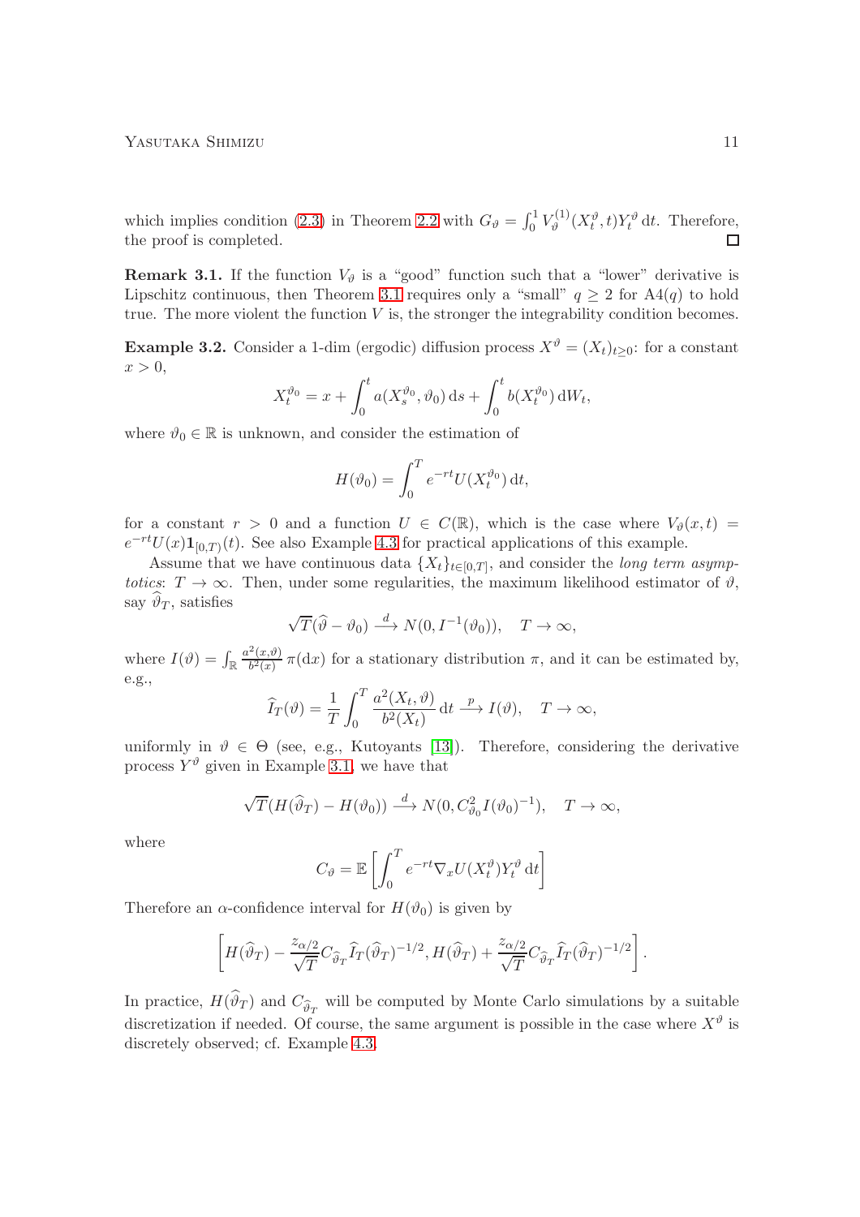which implies condition (2.3) in Theorem 2.2 with $G_\vartheta = \int_0^1 V_\vartheta^{(1)}(X_t^\vartheta, t) Y_t^\vartheta \,\mathrm{d}t$. Therefore, the proof is completed. □

**Remark 3.1.** If the function $V_\vartheta$ is a "good" function such that a "lower" derivative is Lipschitz continuous, then Theorem 3.1 requires only a "small" $q \geq 2$ for A4($q$) to hold true. The more violent the function $V$ is, the stronger the integrability condition becomes.

**Example 3.2.** Consider a 1-dim (ergodic) diffusion process $X^\vartheta = (X_t)_{t\geq 0}$: for a constant $x > 0$,

$$X_t^{\vartheta_0} = x + \int_0^t a(X_s^{\vartheta_0}, \vartheta_0)\,\mathrm{d}s + \int_0^t b(X_t^{\vartheta_0})\,\mathrm{d}W_t,$$

where $\vartheta_0 \in \mathbb{R}$ is unknown, and consider the estimation of

$$H(\vartheta_0) = \int_0^T e^{-rt} U(X_t^{\vartheta_0})\,\mathrm{d}t,$$

for a constant $r > 0$ and a function $U \in C(\mathbb{R})$, which is the case where $V_\vartheta(x,t) = e^{-rt}U(x)\mathbf{1}_{[0,T)}(t)$. See also Example 4.3 for practical applications of this example.

Assume that we have continuous data $\{X_t\}_{t\in[0,T]}$, and consider the *long term asymptotics*: $T \to \infty$. Then, under some regularities, the maximum likelihood estimator of $\vartheta$, say $\widehat{\vartheta}_T$, satisfies

$$\sqrt{T}(\widehat{\vartheta} - \vartheta_0) \xrightarrow{d} N(0, I^{-1}(\vartheta_0)), \quad T \to \infty,$$

where $I(\vartheta) = \int_{\mathbb{R}} \frac{a^2(x,\vartheta)}{b^2(x)}\,\pi(\mathrm{d}x)$ for a stationary distribution $\pi$, and it can be estimated by, e.g.,

$$\widehat{I}_T(\vartheta) = \frac{1}{T}\int_0^T \frac{a^2(X_t,\vartheta)}{b^2(X_t)}\,\mathrm{d}t \xrightarrow{p} I(\vartheta), \quad T \to \infty,$$

uniformly in $\vartheta \in \Theta$ (see, e.g., Kutoyants [13]). Therefore, considering the derivative process $Y^\vartheta$ given in Example 3.1, we have that

$$\sqrt{T}(H(\widehat{\vartheta}_T) - H(\vartheta_0)) \xrightarrow{d} N(0, C_{\vartheta_0}^2 I(\vartheta_0)^{-1}), \quad T \to \infty,$$

where

$$C_\vartheta = \mathbb{E}\left[\int_0^T e^{-rt}\nabla_x U(X_t^\vartheta) Y_t^\vartheta \,\mathrm{d}t\right]$$

Therefore an $\alpha$-confidence interval for $H(\vartheta_0)$ is given by

$$\left[H(\widehat{\vartheta}_T) - \frac{z_{\alpha/2}}{\sqrt{T}} C_{\widehat{\vartheta}_T} \widehat{I}_T(\widehat{\vartheta}_T)^{-1/2}, H(\widehat{\vartheta}_T) + \frac{z_{\alpha/2}}{\sqrt{T}} C_{\widehat{\vartheta}_T} \widehat{I}_T(\widehat{\vartheta}_T)^{-1/2}\right].$$

In practice, $H(\widehat{\vartheta}_T)$ and $C_{\widehat{\vartheta}_T}$ will be computed by Monte Carlo simulations by a suitable discretization if needed. Of course, the same argument is possible in the case where $X^\vartheta$ is discretely observed; cf. Example 4.3.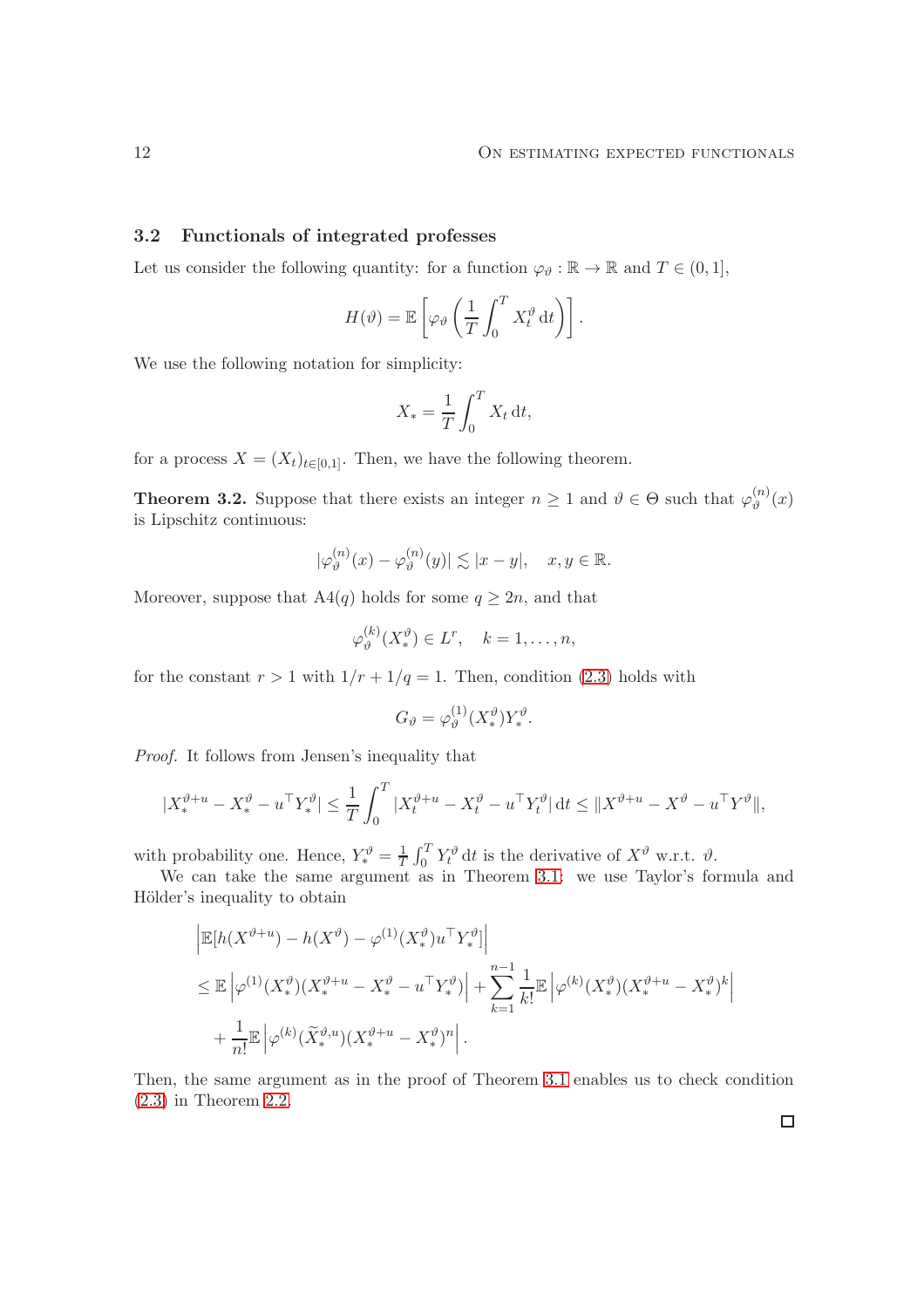### 3.2 Functionals of integrated professes

Let us consider the following quantity: for a function $\varphi_\vartheta : \mathbb{R} \to \mathbb{R}$ and $T \in (0, 1]$,

$$H(\vartheta) = \mathbb{E}\left[\varphi_\vartheta\left(\frac{1}{T}\int_0^T X_t^\vartheta \,\mathrm{d}t\right)\right].$$

We use the following notation for simplicity:

$$X_* = \frac{1}{T}\int_0^T X_t \,\mathrm{d}t,$$

for a process $X = (X_t)_{t\in[0,1]}$. Then, we have the following theorem.

**Theorem 3.2.** Suppose that there exists an integer $n \geq 1$ and $\vartheta \in \Theta$ such that $\varphi_\vartheta^{(n)}(x)$ is Lipschitz continuous:

$$|\varphi_\vartheta^{(n)}(x) - \varphi_\vartheta^{(n)}(y)| \lesssim |x - y|, \quad x, y \in \mathbb{R}.$$

Moreover, suppose that A4$(q)$ holds for some $q \geq 2n$, and that

$$\varphi_\vartheta^{(k)}(X_*^\vartheta) \in L^r, \quad k = 1, \ldots, n,$$

for the constant $r > 1$ with $1/r + 1/q = 1$. Then, condition (2.3) holds with

$$G_\vartheta = \varphi_\vartheta^{(1)}(X_*^\vartheta)Y_*^\vartheta.$$

*Proof.* It follows from Jensen's inequality that

$$|X_*^{\vartheta+u} - X_*^\vartheta - u^\top Y_*^\vartheta| \leq \frac{1}{T}\int_0^T |X_t^{\vartheta+u} - X_t^\vartheta - u^\top Y_t^\vartheta| \,\mathrm{d}t \leq \|X^{\vartheta+u} - X^\vartheta - u^\top Y^\vartheta\|,$$

with probability one. Hence, $Y_*^\vartheta = \frac{1}{T}\int_0^T Y_t^\vartheta \,\mathrm{d}t$ is the derivative of $X^\vartheta$ w.r.t. $\vartheta$.

We can take the same argument as in Theorem 3.1: we use Taylor's formula and Hölder's inequality to obtain

$$\begin{aligned}
&\left|\mathbb{E}[h(X^{\vartheta+u}) - h(X^\vartheta) - \varphi^{(1)}(X_*^\vartheta)u^\top Y_*^\vartheta]\right| \\
&\leq \mathbb{E}\left|\varphi^{(1)}(X_*^\vartheta)(X_*^{\vartheta+u} - X_*^\vartheta - u^\top Y_*^\vartheta)\right| + \sum_{k=1}^{n-1}\frac{1}{k!}\mathbb{E}\left|\varphi^{(k)}(X_*^\vartheta)(X_*^{\vartheta+u} - X_*^\vartheta)^k\right| \\
&\quad + \frac{1}{n!}\mathbb{E}\left|\varphi^{(k)}(\widetilde{X}_*^{\vartheta,u})(X_*^{\vartheta+u} - X_*^\vartheta)^n\right|.
\end{aligned}$$

Then, the same argument as in the proof of Theorem 3.1 enables us to check condition (2.3) in Theorem 2.2. $\square$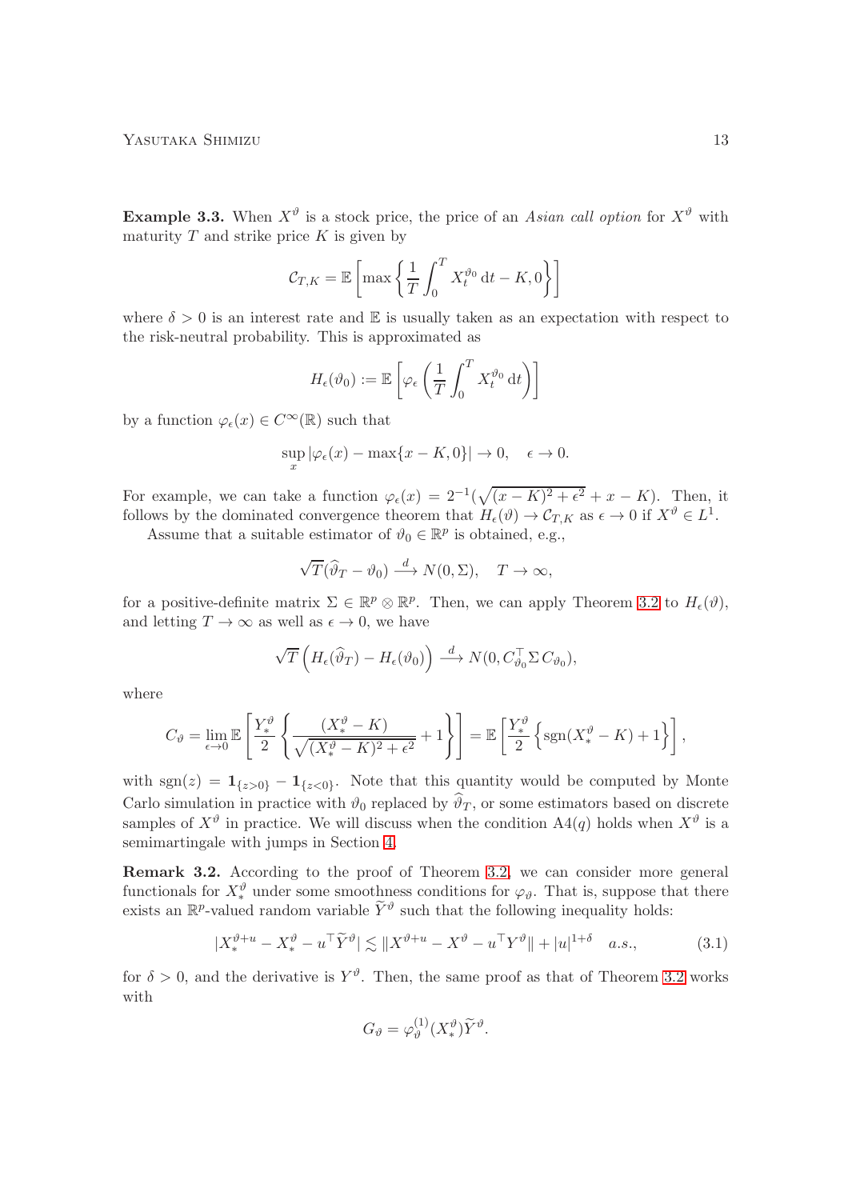**Example 3.3.** When $X^\vartheta$ is a stock price, the price of an *Asian call option* for $X^\vartheta$ with maturity $T$ and strike price $K$ is given by

$$
\mathcal{C}_{T,K} = \mathbb{E}\left[\max\left\{\frac{1}{T}\int_0^T X_t^{\vartheta_0}\,\mathrm{d}t - K, 0\right\}\right]
$$

where $\delta > 0$ is an interest rate and $\mathbb{E}$ is usually taken as an expectation with respect to the risk-neutral probability. This is approximated as

$$
H_\epsilon(\vartheta_0) := \mathbb{E}\left[\varphi_\epsilon\left(\frac{1}{T}\int_0^T X_t^{\vartheta_0}\,\mathrm{d}t\right)\right]
$$

by a function $\varphi_\epsilon(x) \in C^\infty(\mathbb{R})$ such that

$$
\sup_x |\varphi_\epsilon(x) - \max\{x - K, 0\}| \to 0, \quad \epsilon \to 0.
$$

For example, we can take a function $\varphi_\epsilon(x) = 2^{-1}(\sqrt{(x-K)^2 + \epsilon^2} + x - K)$. Then, it follows by the dominated convergence theorem that $H_\epsilon(\vartheta) \to \mathcal{C}_{T,K}$ as $\epsilon \to 0$ if $X^\vartheta \in L^1$.

Assume that a suitable estimator of $\vartheta_0 \in \mathbb{R}^p$ is obtained, e.g.,

$$
\sqrt{T}(\widehat{\vartheta}_T - \vartheta_0) \xrightarrow{d} N(0, \Sigma), \quad T \to \infty,
$$

for a positive-definite matrix $\Sigma \in \mathbb{R}^p \otimes \mathbb{R}^p$. Then, we can apply Theorem 3.2 to $H_\epsilon(\vartheta)$, and letting $T \to \infty$ as well as $\epsilon \to 0$, we have

$$
\sqrt{T}\left(H_\epsilon(\widehat{\vartheta}_T) - H_\epsilon(\vartheta_0)\right) \xrightarrow{d} N(0, C_{\vartheta_0}^\top \Sigma\, C_{\vartheta_0}),
$$

where

$$
C_\vartheta = \lim_{\epsilon \to 0} \mathbb{E}\left[\frac{Y_*^\vartheta}{2}\left\{\frac{(X_*^\vartheta - K)}{\sqrt{(X_*^\vartheta - K)^2 + \epsilon^2}} + 1\right\}\right] = \mathbb{E}\left[\frac{Y_*^\vartheta}{2}\left\{\mathrm{sgn}(X_*^\vartheta - K) + 1\right\}\right],
$$

with $\mathrm{sgn}(z) = \mathbf{1}_{\{z>0\}} - \mathbf{1}_{\{z<0\}}$. Note that this quantity would be computed by Monte Carlo simulation in practice with $\vartheta_0$ replaced by $\widehat{\vartheta}_T$, or some estimators based on discrete samples of $X^\vartheta$ in practice. We will discuss when the condition A4($q$) holds when $X^\vartheta$ is a semimartingale with jumps in Section 4.

**Remark 3.2.** According to the proof of Theorem 3.2, we can consider more general functionals for $X_*^\vartheta$ under some smoothness conditions for $\varphi_\vartheta$. That is, suppose that there exists an $\mathbb{R}^p$-valued random variable $\widetilde{Y}^\vartheta$ such that the following inequality holds:

$$
|X_*^{\vartheta+u} - X_*^\vartheta - u^\top \widetilde{Y}^\vartheta| \lesssim \|X^{\vartheta+u} - X^\vartheta - u^\top Y^\vartheta\| + |u|^{1+\delta} \quad a.s., \tag{3.1}
$$

for $\delta > 0$, and the derivative is $Y^\vartheta$. Then, the same proof as that of Theorem 3.2 works with

$$
G_\vartheta = \varphi_\vartheta^{(1)}(X_*^\vartheta)\widetilde{Y}^\vartheta.
$$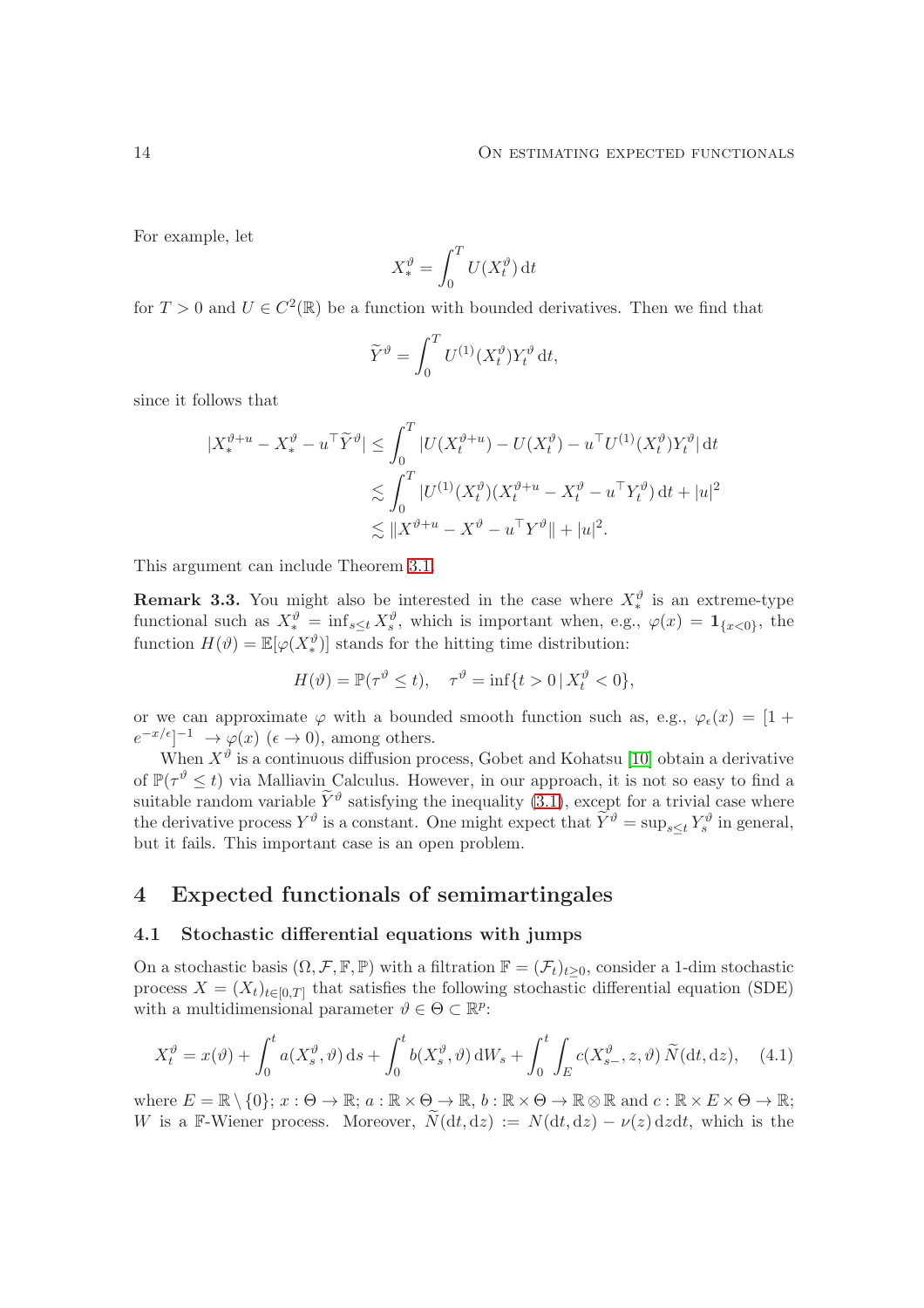For example, let

$$X_*^\vartheta = \int_0^T U(X_t^\vartheta)\,\mathrm{d}t$$

for $T > 0$ and $U \in C^2(\mathbb{R})$ be a function with bounded derivatives. Then we find that

$$\widetilde{Y}^\vartheta = \int_0^T U^{(1)}(X_t^\vartheta) Y_t^\vartheta\,\mathrm{d}t,$$

since it follows that

$$\begin{aligned}
|X_*^{\vartheta+u} - X_*^\vartheta - u^\top \widetilde{Y}^\vartheta| &\le \int_0^T |U(X_t^{\vartheta+u}) - U(X_t^\vartheta) - u^\top U^{(1)}(X_t^\vartheta) Y_t^\vartheta|\,\mathrm{d}t \\
&\lesssim \int_0^T |U^{(1)}(X_t^\vartheta)(X_t^{\vartheta+u} - X_t^\vartheta - u^\top Y_t^\vartheta)\,\mathrm{d}t + |u|^2 \\
&\lesssim \|X^{\vartheta+u} - X^\vartheta - u^\top Y^\vartheta\| + |u|^2.
\end{aligned}$$

This argument can include Theorem 3.1.

**Remark 3.3.** You might also be interested in the case where $X_*^\vartheta$ is an extreme-type functional such as $X_*^\vartheta = \inf_{s \le t} X_s^\vartheta$, which is important when, e.g., $\varphi(x) = \mathbf{1}_{\{x<0\}}$, the function $H(\vartheta) = \mathbb{E}[\varphi(X_*^\vartheta)]$ stands for the hitting time distribution:

$$H(\vartheta) = \mathbb{P}(\tau^\vartheta \le t), \quad \tau^\vartheta = \inf\{t > 0 \,|\, X_t^\vartheta < 0\},$$

or we can approximate $\varphi$ with a bounded smooth function such as, e.g., $\varphi_\epsilon(x) = [1 + e^{-x/\epsilon}]^{-1} \to \varphi(x)$ $(\epsilon \to 0)$, among others.

When $X^\vartheta$ is a continuous diffusion process, Gobet and Kohatsu [10] obtain a derivative of $\mathbb{P}(\tau^\vartheta \le t)$ via Malliavin Calculus. However, in our approach, it is not so easy to find a suitable random variable $\widetilde{Y}^\vartheta$ satisfying the inequality (3.1), except for a trivial case where the derivative process $Y^\vartheta$ is a constant. One might expect that $\widetilde{Y}^\vartheta = \sup_{s \le t} Y_s^\vartheta$ in general, but it fails. This important case is an open problem.

## 4 Expected functionals of semimartingales

### 4.1 Stochastic differential equations with jumps

On a stochastic basis $(\Omega, \mathcal{F}, \mathbb{F}, \mathbb{P})$ with a filtration $\mathbb{F} = (\mathcal{F}_t)_{t\ge0}$, consider a 1-dim stochastic process $X = (X_t)_{t\in[0,T]}$ that satisfies the following stochastic differential equation (SDE) with a multidimensional parameter $\vartheta \in \Theta \subset \mathbb{R}^p$:

$$X_t^\vartheta = x(\vartheta) + \int_0^t a(X_s^\vartheta, \vartheta)\,\mathrm{d}s + \int_0^t b(X_s^\vartheta, \vartheta)\,\mathrm{d}W_s + \int_0^t \int_E c(X_{s-}^\vartheta, z, \vartheta)\,\widetilde{N}(\mathrm{d}t, \mathrm{d}z), \quad (4.1)$$

where $E = \mathbb{R} \setminus \{0\}$; $x : \Theta \to \mathbb{R}$; $a : \mathbb{R} \times \Theta \to \mathbb{R}$, $b : \mathbb{R} \times \Theta \to \mathbb{R} \otimes \mathbb{R}$ and $c : \mathbb{R} \times E \times \Theta \to \mathbb{R}$; $W$ is a $\mathbb{F}$-Wiener process. Moreover, $\widetilde{N}(\mathrm{d}t, \mathrm{d}z) := N(\mathrm{d}t, \mathrm{d}z) - \nu(z)\,\mathrm{d}z\mathrm{d}t$, which is the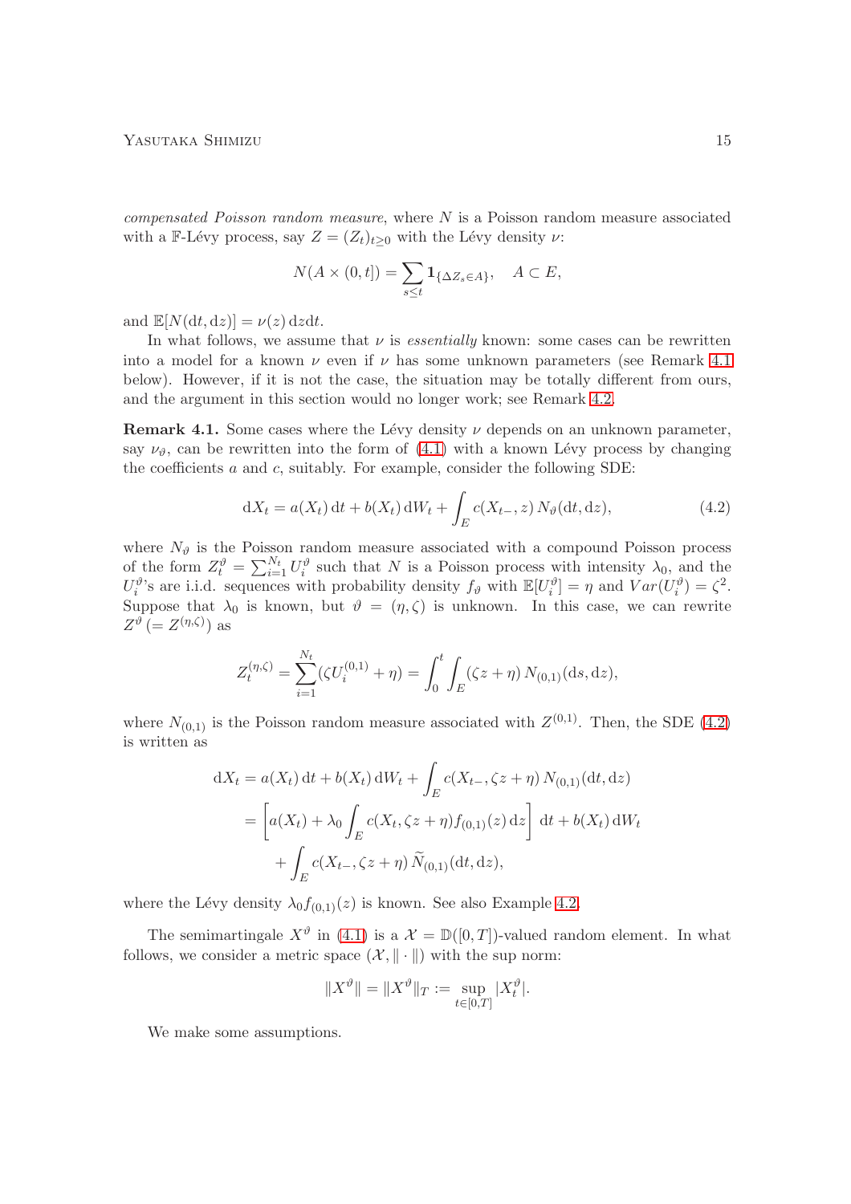*compensated Poisson random measure*, where $N$ is a Poisson random measure associated with a $\mathbb{F}$-Lévy process, say $Z = (Z_t)_{t\geq 0}$ with the Lévy density $\nu$:

$$
N(A \times (0,t]) = \sum_{s\leq t} \mathbf{1}_{\{\Delta Z_s \in A\}}, \quad A \subset E,
$$

and $\mathbb{E}[N(\mathrm{d}t, \mathrm{d}z)] = \nu(z)\,\mathrm{d}z\mathrm{d}t$.

In what follows, we assume that $\nu$ is *essentially* known: some cases can be rewritten into a model for a known $\nu$ even if $\nu$ has some unknown parameters (see Remark 4.1 below). However, if it is not the case, the situation may be totally different from ours, and the argument in this section would no longer work; see Remark 4.2.

**Remark 4.1.** Some cases where the Lévy density $\nu$ depends on an unknown parameter, say $\nu_\vartheta$, can be rewritten into the form of (4.1) with a known Lévy process by changing the coefficients $a$ and $c$, suitably. For example, consider the following SDE:

$$
\mathrm{d}X_t = a(X_t)\,\mathrm{d}t + b(X_t)\,\mathrm{d}W_t + \int_E c(X_{t-}, z)\, N_\vartheta(\mathrm{d}t, \mathrm{d}z), \tag{4.2}
$$

where $N_\vartheta$ is the Poisson random measure associated with a compound Poisson process of the form $Z_t^\vartheta = \sum_{i=1}^{N_t} U_i^\vartheta$ such that $N$ is a Poisson process with intensity $\lambda_0$, and the $U_i^\vartheta$'s are i.i.d. sequences with probability density $f_\vartheta$ with $\mathbb{E}[U_i^\vartheta] = \eta$ and $Var(U_i^\vartheta) = \zeta^2$. Suppose that $\lambda_0$ is known, but $\vartheta = (\eta, \zeta)$ is unknown. In this case, we can rewrite $Z^\vartheta\,(= Z^{(\eta,\zeta)})$ as

$$
Z_t^{(\eta,\zeta)} = \sum_{i=1}^{N_t} (\zeta U_i^{(0,1)} + \eta) = \int_0^t \int_E (\zeta z + \eta)\, N_{(0,1)}(\mathrm{d}s, \mathrm{d}z),
$$

where $N_{(0,1)}$ is the Poisson random measure associated with $Z^{(0,1)}$. Then, the SDE (4.2) is written as

$$
\begin{aligned}
\mathrm{d}X_t &= a(X_t)\,\mathrm{d}t + b(X_t)\,\mathrm{d}W_t + \int_E c(X_{t-}, \zeta z + \eta)\, N_{(0,1)}(\mathrm{d}t, \mathrm{d}z) \\
&= \left[ a(X_t) + \lambda_0 \int_E c(X_t, \zeta z + \eta) f_{(0,1)}(z)\,\mathrm{d}z \right] \mathrm{d}t + b(X_t)\,\mathrm{d}W_t \\
&\quad + \int_E c(X_{t-}, \zeta z + \eta)\, \widetilde{N}_{(0,1)}(\mathrm{d}t, \mathrm{d}z),
\end{aligned}
$$

where the Lévy density $\lambda_0 f_{(0,1)}(z)$ is known. See also Example 4.2.

The semimartingale $X^\vartheta$ in (4.1) is a $\mathcal{X} = \mathbb{D}([0,T])$-valued random element. In what follows, we consider a metric space $(\mathcal{X}, \|\cdot\|)$ with the sup norm:

$$
\|X^\vartheta\| = \|X^\vartheta\|_T := \sup_{t\in[0,T]} |X_t^\vartheta|.
$$

We make some assumptions.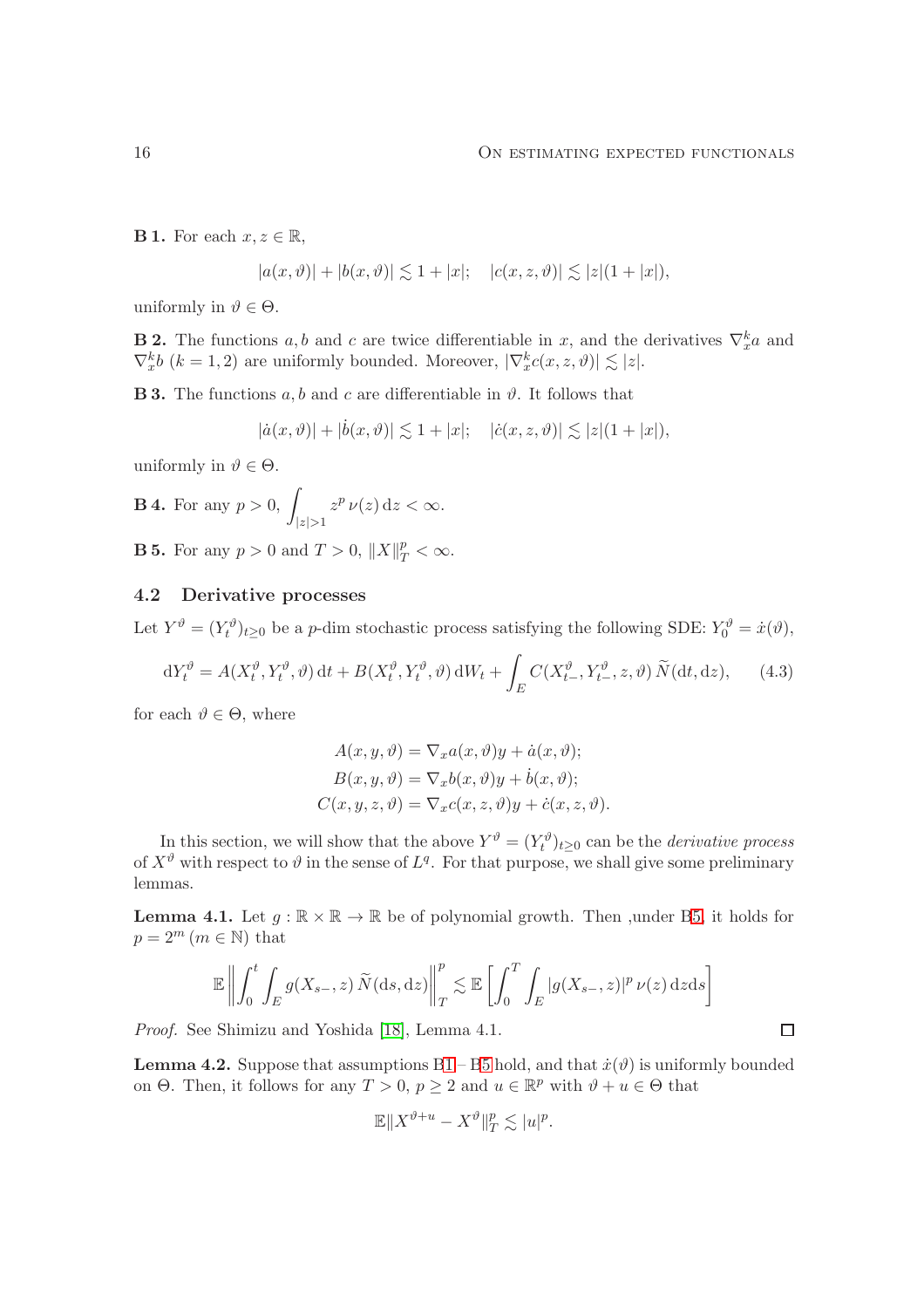**B 1.** For each $x, z \in \mathbb{R}$,

$$|a(x,\vartheta)| + |b(x,\vartheta)| \lesssim 1 + |x|; \quad |c(x,z,\vartheta)| \lesssim |z|(1+|x|),$$

uniformly in $\vartheta \in \Theta$.

**B 2.** The functions $a, b$ and $c$ are twice differentiable in $x$, and the derivatives $\nabla_x^k a$ and $\nabla_x^k b$ $(k = 1, 2)$ are uniformly bounded. Moreover, $|\nabla_x^k c(x,z,\vartheta)| \lesssim |z|$.

**B 3.** The functions $a, b$ and $c$ are differentiable in $\vartheta$. It follows that

$$|\dot{a}(x,\vartheta)| + |\dot{b}(x,\vartheta)| \lesssim 1 + |x|; \quad |\dot{c}(x,z,\vartheta)| \lesssim |z|(1+|x|),$$

uniformly in $\vartheta \in \Theta$.

**B 4.** For any $p > 0$, $\displaystyle\int_{|z|>1} z^p \, \nu(z) \, \mathrm{d}z < \infty$.

**B 5.** For any $p > 0$ and $T > 0$, $\|X\|_T^p < \infty$.

### 4.2 Derivative processes

Let $Y^\vartheta = (Y_t^\vartheta)_{t\geq 0}$ be a $p$-dim stochastic process satisfying the following SDE: $Y_0^\vartheta = \dot{x}(\vartheta)$,

$$\mathrm{d}Y_t^\vartheta = A(X_t^\vartheta, Y_t^\vartheta, \vartheta)\,\mathrm{d}t + B(X_t^\vartheta, Y_t^\vartheta, \vartheta)\,\mathrm{d}W_t + \int_E C(X_{t-}^\vartheta, Y_{t-}^\vartheta, z, \vartheta)\,\widetilde{N}(\mathrm{d}t, \mathrm{d}z), \tag{4.3}$$

for each $\vartheta \in \Theta$, where

$$\begin{aligned}
A(x,y,\vartheta) &= \nabla_x a(x,\vartheta) y + \dot{a}(x,\vartheta); \\
B(x,y,\vartheta) &= \nabla_x b(x,\vartheta) y + \dot{b}(x,\vartheta); \\
C(x,y,z,\vartheta) &= \nabla_x c(x,z,\vartheta) y + \dot{c}(x,z,\vartheta).
\end{aligned}$$

In this section, we will show that the above $Y^\vartheta = (Y_t^\vartheta)_{t\geq 0}$ can be the *derivative process* of $X^\vartheta$ with respect to $\vartheta$ in the sense of $L^q$. For that purpose, we shall give some preliminary lemmas.

**Lemma 4.1.** Let $g : \mathbb{R} \times \mathbb{R} \to \mathbb{R}$ be of polynomial growth. Then ,under B5, it holds for $p = 2^m$ $(m \in \mathbb{N})$ that

$$\mathbb{E}\left\| \int_0^t \int_E g(X_{s-}, z)\,\widetilde{N}(\mathrm{d}s, \mathrm{d}z) \right\|_T^p \lesssim \mathbb{E}\left[ \int_0^T \int_E |g(X_{s-}, z)|^p \, \nu(z)\,\mathrm{d}z\mathrm{d}s \right]$$

*Proof.* See Shimizu and Yoshida [18], Lemma 4.1. □

**Lemma 4.2.** Suppose that assumptions B1– B5 hold, and that $\dot{x}(\vartheta)$ is uniformly bounded on $\Theta$. Then, it follows for any $T > 0$, $p \geq 2$ and $u \in \mathbb{R}^p$ with $\vartheta + u \in \Theta$ that

$$\mathbb{E}\|X^{\vartheta+u} - X^\vartheta\|_T^p \lesssim |u|^p.$$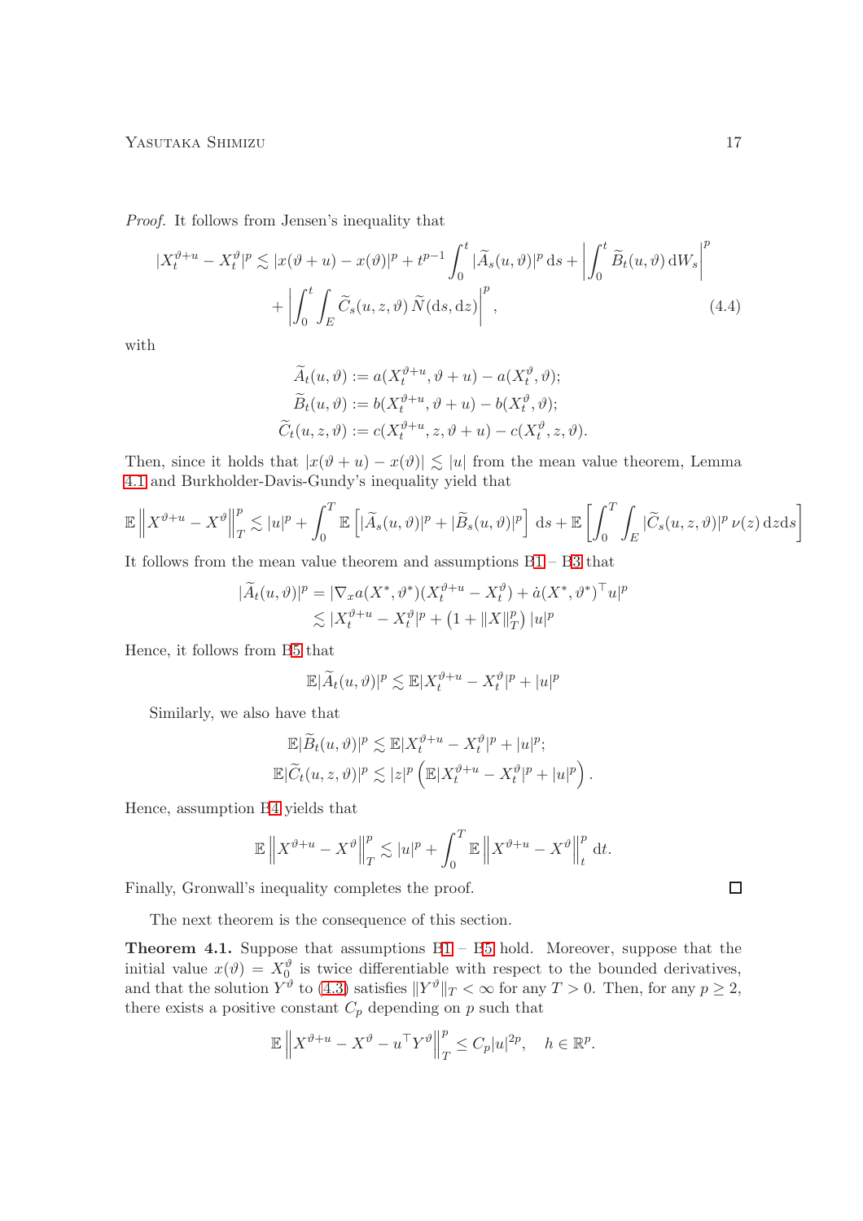*Proof.* It follows from Jensen's inequality that

$$|X_t^{\vartheta+u} - X_t^\vartheta|^p \lesssim |x(\vartheta+u) - x(\vartheta)|^p + t^{p-1}\int_0^t |\widetilde{A}_s(u,\vartheta)|^p \,\mathrm{d}s + \left|\int_0^t \widetilde{B}_t(u,\vartheta)\,\mathrm{d}W_s\right|^p + \left|\int_0^t\int_E \widetilde{C}_s(u,z,\vartheta)\,\widetilde{N}(\mathrm{d}s,\mathrm{d}z)\right|^p, \tag{4.4}$$

with

$$\widetilde{A}_t(u,\vartheta) := a(X_t^{\vartheta+u}, \vartheta+u) - a(X_t^\vartheta, \vartheta);$$
$$\widetilde{B}_t(u,\vartheta) := b(X_t^{\vartheta+u}, \vartheta+u) - b(X_t^\vartheta, \vartheta);$$
$$\widetilde{C}_t(u,z,\vartheta) := c(X_t^{\vartheta+u}, z, \vartheta+u) - c(X_t^\vartheta, z, \vartheta).$$

Then, since it holds that $|x(\vartheta+u) - x(\vartheta)| \lesssim |u|$ from the mean value theorem, Lemma 4.1 and Burkholder-Davis-Gundy's inequality yield that

$$\mathbb{E}\left\|X^{\vartheta+u} - X^\vartheta\right\|_T^p \lesssim |u|^p + \int_0^T \mathbb{E}\left[|\widetilde{A}_s(u,\vartheta)|^p + |\widetilde{B}_s(u,\vartheta)|^p\right]\,\mathrm{d}s + \mathbb{E}\left[\int_0^T\int_E |\widetilde{C}_s(u,z,\vartheta)|^p\,\nu(z)\,\mathrm{d}z\mathrm{d}s\right]$$

It follows from the mean value theorem and assumptions B1 – B3 that

$$|\widetilde{A}_t(u,\vartheta)|^p = |\nabla_x a(X^*,\vartheta^*)(X_t^{\vartheta+u} - X_t^\vartheta) + \dot{a}(X^*,\vartheta^*)^\top u|^p$$
$$\lesssim |X_t^{\vartheta+u} - X_t^\vartheta|^p + \left(1 + \|X\|_T^p\right)|u|^p$$

Hence, it follows from B5 that

$$\mathbb{E}|\widetilde{A}_t(u,\vartheta)|^p \lesssim \mathbb{E}|X_t^{\vartheta+u} - X_t^\vartheta|^p + |u|^p$$

Similarly, we also have that

$$\mathbb{E}|\widetilde{B}_t(u,\vartheta)|^p \lesssim \mathbb{E}|X_t^{\vartheta+u} - X_t^\vartheta|^p + |u|^p;$$
$$\mathbb{E}|\widetilde{C}_t(u,z,\vartheta)|^p \lesssim |z|^p\left(\mathbb{E}|X_t^{\vartheta+u} - X_t^\vartheta|^p + |u|^p\right).$$

Hence, assumption B4 yields that

$$\mathbb{E}\left\|X^{\vartheta+u} - X^\vartheta\right\|_T^p \lesssim |u|^p + \int_0^T \mathbb{E}\left\|X^{\vartheta+u} - X^\vartheta\right\|_t^p\,\mathrm{d}t.$$

Finally, Gronwall's inequality completes the proof. □

The next theorem is the consequence of this section.

**Theorem 4.1.** Suppose that assumptions B1 – B5 hold. Moreover, suppose that the initial value $x(\vartheta) = X_0^\vartheta$ is twice differentiable with respect to the bounded derivatives, and that the solution $Y^\vartheta$ to (4.3) satisfies $\|Y^\vartheta\|_T < \infty$ for any $T > 0$. Then, for any $p \geq 2$, there exists a positive constant $C_p$ depending on $p$ such that

$$\mathbb{E}\left\|X^{\vartheta+u} - X^\vartheta - u^\top Y^\vartheta\right\|_T^p \leq C_p|u|^{2p}, \quad h \in \mathbb{R}^p.$$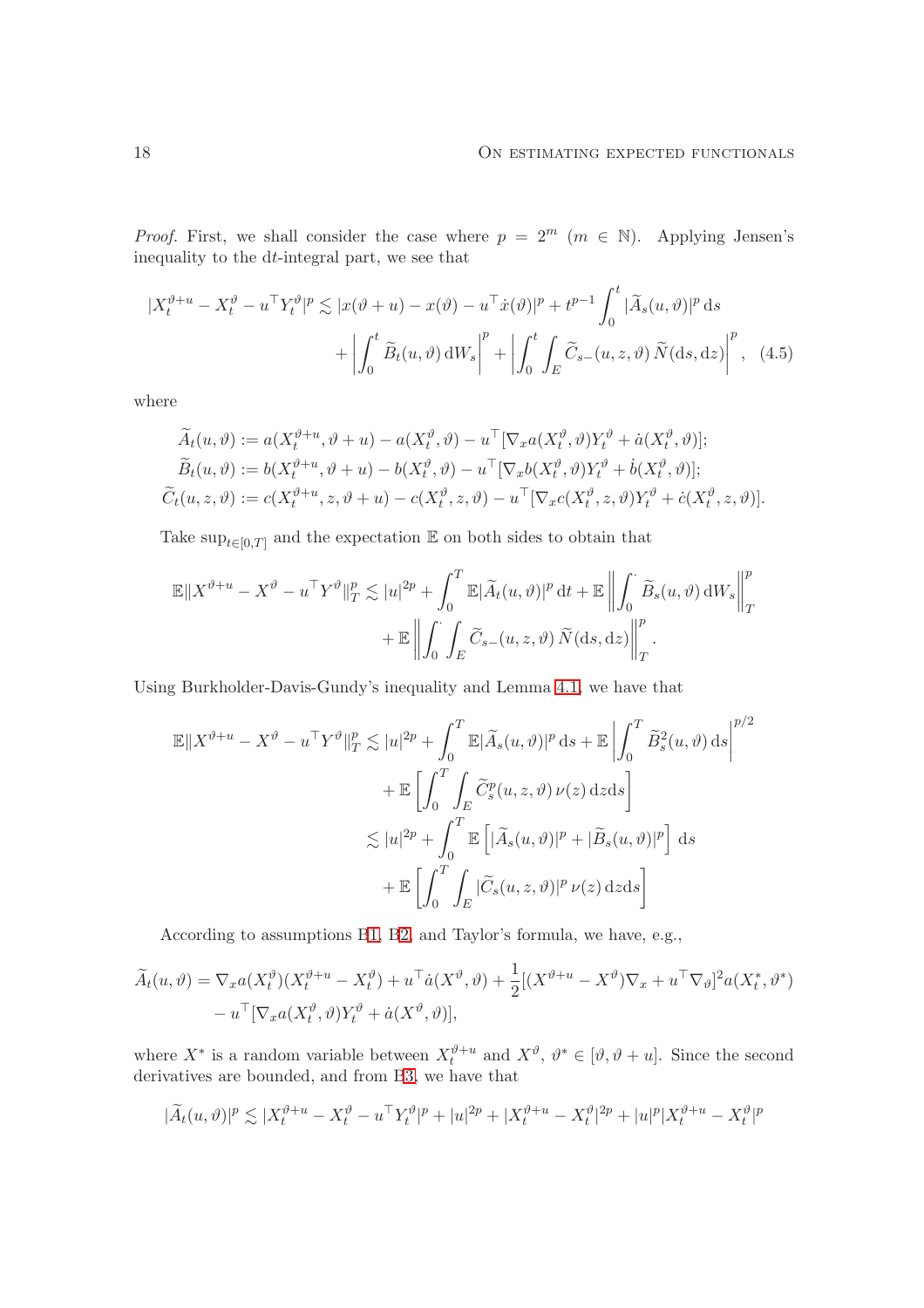*Proof.* First, we shall consider the case where $p = 2^m$ ($m \in \mathbb{N}$). Applying Jensen's inequality to the d$t$-integral part, we see that

$$
\begin{aligned}
|X_t^{\vartheta+u} - X_t^{\vartheta} - u^\top Y_t^{\vartheta}|^p \lesssim |x(\vartheta+u) - x(\vartheta) - u^\top \dot{x}(\vartheta)|^p + t^{p-1}\int_0^t |\widetilde{A}_s(u,\vartheta)|^p \,\mathrm{d}s \\
+ \left|\int_0^t \widetilde{B}_t(u,\vartheta)\,\mathrm{d}W_s\right|^p + \left|\int_0^t \int_E \widetilde{C}_{s-}(u,z,\vartheta)\,\widetilde{N}(\mathrm{d}s,\mathrm{d}z)\right|^p, \quad (4.5)
\end{aligned}
$$

where

$$
\begin{aligned}
\widetilde{A}_t(u,\vartheta) &:= a(X_t^{\vartheta+u},\vartheta+u) - a(X_t^{\vartheta},\vartheta) - u^\top[\nabla_x a(X_t^{\vartheta},\vartheta)Y_t^{\vartheta} + \dot{a}(X_t^{\vartheta},\vartheta)]; \\
\widetilde{B}_t(u,\vartheta) &:= b(X_t^{\vartheta+u},\vartheta+u) - b(X_t^{\vartheta},\vartheta) - u^\top[\nabla_x b(X_t^{\vartheta},\vartheta)Y_t^{\vartheta} + \dot{b}(X_t^{\vartheta},\vartheta)]; \\
\widetilde{C}_t(u,z,\vartheta) &:= c(X_t^{\vartheta+u},z,\vartheta+u) - c(X_t^{\vartheta},z,\vartheta) - u^\top[\nabla_x c(X_t^{\vartheta},z,\vartheta)Y_t^{\vartheta} + \dot{c}(X_t^{\vartheta},z,\vartheta)].
\end{aligned}
$$

Take $\sup_{t\in[0,T]}$ and the expectation $\mathbb{E}$ on both sides to obtain that

$$
\begin{aligned}
\mathbb{E}\|X^{\vartheta+u} - X^{\vartheta} - u^\top Y^{\vartheta}\|_T^p \lesssim |u|^{2p} + \int_0^T \mathbb{E}|\widetilde{A}_t(u,\vartheta)|^p\,\mathrm{d}t + \mathbb{E}\left\|\int_0^\cdot \widetilde{B}_s(u,\vartheta)\,\mathrm{d}W_s\right\|_T^p \\
+ \mathbb{E}\left\|\int_0^\cdot \int_E \widetilde{C}_{s-}(u,z,\vartheta)\,\widetilde{N}(\mathrm{d}s,\mathrm{d}z)\right\|_T^p.
\end{aligned}
$$

Using Burkholder-Davis-Gundy's inequality and Lemma 4.1, we have that

$$
\begin{aligned}
\mathbb{E}\|X^{\vartheta+u} - X^{\vartheta} - u^\top Y^{\vartheta}\|_T^p &\lesssim |u|^{2p} + \int_0^T \mathbb{E}|\widetilde{A}_s(u,\vartheta)|^p\,\mathrm{d}s + \mathbb{E}\left|\int_0^T \widetilde{B}_s^2(u,\vartheta)\,\mathrm{d}s\right|^{p/2} \\
&\quad + \mathbb{E}\left[\int_0^T \int_E \widetilde{C}_s^p(u,z,\vartheta)\,\nu(z)\,\mathrm{d}z\mathrm{d}s\right] \\
&\lesssim |u|^{2p} + \int_0^T \mathbb{E}\left[|\widetilde{A}_s(u,\vartheta)|^p + |\widetilde{B}_s(u,\vartheta)|^p\right]\,\mathrm{d}s \\
&\quad + \mathbb{E}\left[\int_0^T \int_E |\widetilde{C}_s(u,z,\vartheta)|^p\,\nu(z)\,\mathrm{d}z\mathrm{d}s\right]
\end{aligned}
$$

According to assumptions B1, B2, and Taylor's formula, we have, e.g.,

$$
\begin{aligned}
\widetilde{A}_t(u,\vartheta) = \nabla_x a(X_t^{\vartheta})(X_t^{\vartheta+u} - X_t^{\vartheta}) + u^\top \dot{a}(X^{\vartheta},\vartheta) + \frac{1}{2}[(X^{\vartheta+u} - X^{\vartheta})\nabla_x + u^\top\nabla_\vartheta]^2 a(X_t^*,\vartheta^*) \\
- u^\top[\nabla_x a(X_t^{\vartheta},\vartheta)Y_t^{\vartheta} + \dot{a}(X^{\vartheta},\vartheta)],
\end{aligned}
$$

where $X^*$ is a random variable between $X_t^{\vartheta+u}$ and $X^{\vartheta}$, $\vartheta^* \in [\vartheta,\vartheta+u]$. Since the second derivatives are bounded, and from B3, we have that

$$
|\widetilde{A}_t(u,\vartheta)|^p \lesssim |X_t^{\vartheta+u} - X_t^{\vartheta} - u^\top Y_t^{\vartheta}|^p + |u|^{2p} + |X_t^{\vartheta+u} - X_t^{\vartheta}|^{2p} + |u|^p|X_t^{\vartheta+u} - X_t^{\vartheta}|^p
$$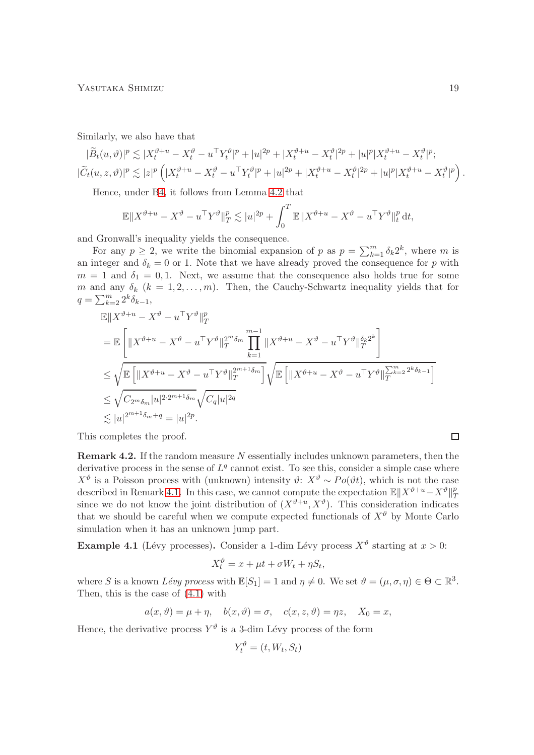Similarly, we also have that

$$
|\widetilde{B}_t(u,\vartheta)|^p \lesssim |X_t^{\vartheta+u} - X_t^\vartheta - u^\top Y_t^\vartheta|^p + |u|^{2p} + |X_t^{\vartheta+u} - X_t^\vartheta|^{2p} + |u|^p |X_t^{\vartheta+u} - X_t^\vartheta|^p;
$$

$$
|\widetilde{C}_t(u,z,\vartheta)|^p \lesssim |z|^p \left( |X_t^{\vartheta+u} - X_t^\vartheta - u^\top Y_t^\vartheta|^p + |u|^{2p} + |X_t^{\vartheta+u} - X_t^\vartheta|^{2p} + |u|^p |X_t^{\vartheta+u} - X_t^\vartheta|^p \right).
$$

Hence, under B4, it follows from Lemma 4.2 that

$$
\mathbb{E}\|X^{\vartheta+u} - X^\vartheta - u^\top Y^\vartheta\|_T^p \lesssim |u|^{2p} + \int_0^T \mathbb{E}\|X^{\vartheta+u} - X^\vartheta - u^\top Y^\vartheta\|_t^p \,\mathrm{d}t,
$$

and Gronwall's inequality yields the consequence.

For any $p \geq 2$, we write the binomial expansion of $p$ as $p = \sum_{k=1}^m \delta_k 2^k$, where $m$ is an integer and $\delta_k = 0$ or $1$. Note that we have already proved the consequence for $p$ with $m = 1$ and $\delta_1 = 0, 1$. Next, we assume that the consequence also holds true for some $m$ and any $\delta_k$ $(k = 1, 2, \ldots, m)$. Then, the Cauchy-Schwartz inequality yields that for $q = \sum_{k=2}^m 2^k \delta_{k-1}$,

$$
\begin{aligned}
&\mathbb{E}\|X^{\vartheta+u} - X^\vartheta - u^\top Y^\vartheta\|_T^p \\
&= \mathbb{E}\left[ \|X^{\vartheta+u} - X^\vartheta - u^\top Y^\vartheta\|_T^{2^m \delta_m} \prod_{k=1}^{m-1} \|X^{\vartheta+u} - X^\vartheta - u^\top Y^\vartheta\|_T^{\delta_k 2^k} \right] \\
&\leq \sqrt{\mathbb{E}\left[ \|X^{\vartheta+u} - X^\vartheta - u^\top Y^\vartheta\|_T^{2^{m+1}\delta_m} \right]} \sqrt{\mathbb{E}\left[ \|X^{\vartheta+u} - X^\vartheta - u^\top Y^\vartheta\|_T^{\sum_{k=2}^m 2^k \delta_{k-1}} \right]} \\
&\leq \sqrt{C_{2^m \delta_m} |u|^{2 \cdot 2^{m+1}\delta_m}} \sqrt{C_q |u|^{2q}} \\
&\lesssim |u|^{2^{m+1}\delta_m + q} = |u|^{2p}.
\end{aligned}
$$

This completes the proof. ◻

**Remark 4.2.** If the random measure $N$ essentially includes unknown parameters, then the derivative process in the sense of $L^q$ cannot exist. To see this, consider a simple case where $X^\vartheta$ is a Poisson process with (unknown) intensity $\vartheta$: $X^\vartheta \sim Po(\vartheta t)$, which is not the case described in Remark 4.1. In this case, we cannot compute the expectation $\mathbb{E}\|X^{\vartheta+u} - X^\vartheta\|_T^p$ since we do not know the joint distribution of $(X^{\vartheta+u}, X^\vartheta)$. This consideration indicates that we should be careful when we compute expected functionals of $X^\vartheta$ by Monte Carlo simulation when it has an unknown jump part.

**Example 4.1** (Lévy processes)**.** Consider a 1-dim Lévy process $X^\vartheta$ starting at $x > 0$:

$$
X_t^\vartheta = x + \mu t + \sigma W_t + \eta S_t,
$$

where $S$ is a known *Lévy process* with $\mathbb{E}[S_1] = 1$ and $\eta \neq 0$. We set $\vartheta = (\mu, \sigma, \eta) \in \Theta \subset \mathbb{R}^3$. Then, this is the case of (4.1) with

$$
a(x,\vartheta) = \mu + \eta, \quad b(x,\vartheta) = \sigma, \quad c(x,z,\vartheta) = \eta z, \quad X_0 = x,
$$

Hence, the derivative process $Y^\vartheta$ is a 3-dim Lévy process of the form

$$
Y_t^\vartheta = (t, W_t, S_t)
$$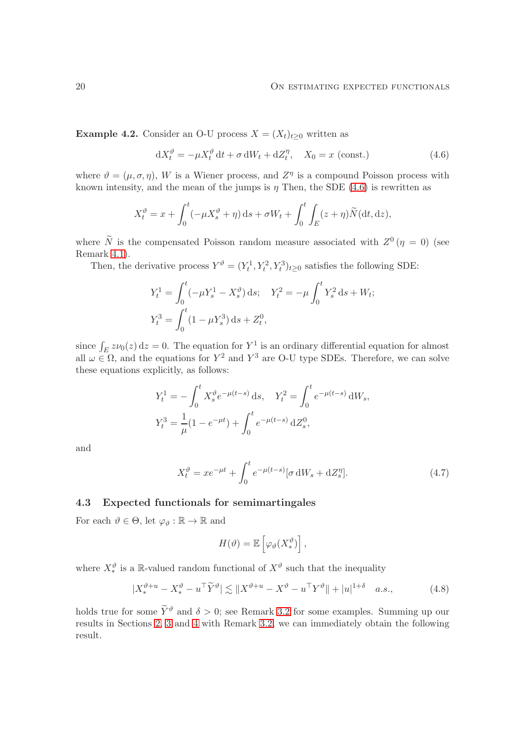**Example 4.2.** Consider an O-U process $X = (X_t)_{t\geq 0}$ written as

$$\mathrm{d}X_t^\vartheta = -\mu X_t^\vartheta \,\mathrm{d}t + \sigma \,\mathrm{d}W_t + \mathrm{d}Z_t^\eta, \quad X_0 = x \text{ (const.)} \tag{4.6}$$

where $\vartheta = (\mu, \sigma, \eta)$, $W$ is a Wiener process, and $Z^\eta$ is a compound Poisson process with known intensity, and the mean of the jumps is $\eta$ Then, the SDE (4.6) is rewritten as

$$X_t^\vartheta = x + \int_0^t (-\mu X_s^\vartheta + \eta)\,\mathrm{d}s + \sigma W_t + \int_0^t \int_E (z+\eta)\widetilde{N}(\mathrm{d}t, \mathrm{d}z),$$

where $\widetilde{N}$ is the compensated Poisson random measure associated with $Z^0\,(\eta = 0)$ (see Remark 4.1).

Then, the derivative process $Y^\vartheta = (Y_t^1, Y_t^2, Y_t^3)_{t\geq 0}$ satisfies the following SDE:

$$Y_t^1 = \int_0^t (-\mu Y_s^1 - X_s^\vartheta)\,\mathrm{d}s; \quad Y_t^2 = -\mu \int_0^t Y_s^2\,\mathrm{d}s + W_t;$$
$$Y_t^3 = \int_0^t (1 - \mu Y_s^3)\,\mathrm{d}s + Z_t^0,$$

since $\int_E z\nu_0(z)\,\mathrm{d}z = 0$. The equation for $Y^1$ is an ordinary differential equation for almost all $\omega \in \Omega$, and the equations for $Y^2$ and $Y^3$ are O-U type SDEs. Therefore, we can solve these equations explicitly, as follows:

$$Y_t^1 = -\int_0^t X_s^\vartheta e^{-\mu(t-s)}\,\mathrm{d}s, \quad Y_t^2 = \int_0^t e^{-\mu(t-s)}\,\mathrm{d}W_s,$$
$$Y_t^3 = \frac{1}{\mu}(1 - e^{-\mu t}) + \int_0^t e^{-\mu(t-s)}\,\mathrm{d}Z_s^0,$$

and

$$X_t^\vartheta = xe^{-\mu t} + \int_0^t e^{-\mu(t-s)}[\sigma\,\mathrm{d}W_s + \mathrm{d}Z_s^\eta]. \tag{4.7}$$

### 4.3 Expected functionals for semimartingales

For each $\vartheta \in \Theta$, let $\varphi_\vartheta : \mathbb{R} \to \mathbb{R}$ and

$$H(\vartheta) = \mathbb{E}\left[\varphi_\vartheta(X_*^\vartheta)\right],$$

where $X_*^\vartheta$ is a $\mathbb{R}$-valued random functional of $X^\vartheta$ such that the inequality

$$|X_*^{\vartheta+u} - X_*^\vartheta - u^\top \widetilde{Y}^\vartheta| \lesssim \|X^{\vartheta+u} - X^\vartheta - u^\top Y^\vartheta\| + |u|^{1+\delta} \quad a.s., \tag{4.8}$$

holds true for some $\widetilde{Y}^\vartheta$ and $\delta > 0$; see Remark 3.2 for some examples. Summing up our results in Sections 2, 3 and 4 with Remark 3.2, we can immediately obtain the following result.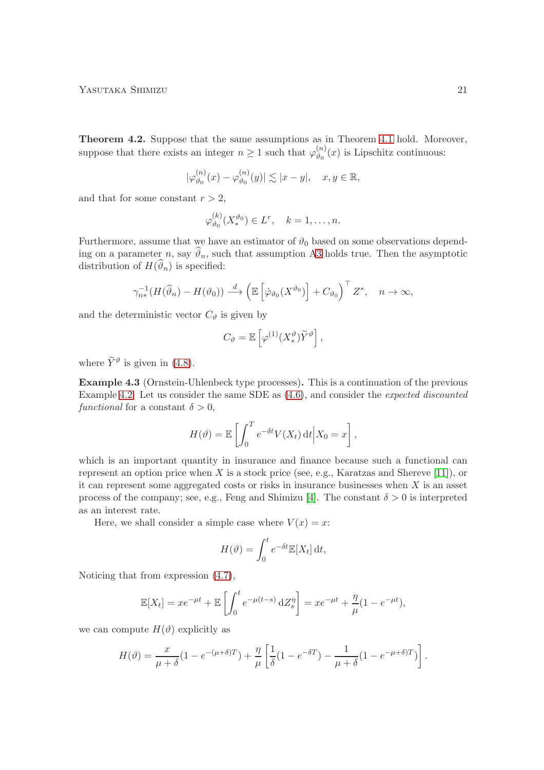**Theorem 4.2.** Suppose that the same assumptions as in Theorem 4.1 hold. Moreover, suppose that there exists an integer $n \geq 1$ such that $\varphi^{(n)}_{\vartheta_0}(x)$ is Lipschitz continuous:

$$
|\varphi^{(n)}_{\vartheta_0}(x) - \varphi^{(n)}_{\vartheta_0}(y)| \lesssim |x-y|, \quad x, y \in \mathbb{R},
$$

and that for some constant $r > 2$,

$$
\varphi^{(k)}_{\vartheta_0}(X^{\vartheta_0}_*) \in L^r, \quad k = 1, \dots, n.
$$

Furthermore, assume that we have an estimator of $\vartheta_0$ based on some observations depending on a parameter $n$, say $\widehat{\vartheta}_n$, such that assumption A3 holds true. Then the asymptotic distribution of $H(\widehat{\vartheta}_n)$ is specified:

$$
\gamma_{n*}^{-1}(H(\widehat{\vartheta}_n) - H(\vartheta_0)) \xrightarrow{d} \left(\mathbb{E}\left[\dot{\varphi}_{\vartheta_0}(X^{\vartheta_0})\right] + C_{\vartheta_0}\right)^\top Z^*, \quad n \to \infty,
$$

and the deterministic vector $C_\vartheta$ is given by

$$
C_\vartheta = \mathbb{E}\left[\varphi^{(1)}(X^\vartheta_*)\widetilde{Y}^\vartheta\right],
$$

where $\widetilde{Y}^\vartheta$ is given in (4.8).

**Example 4.3** (Ornstein-Uhlenbeck type processes)**.** This is a continuation of the previous Example 4.2. Let us consider the same SDE as (4.6), and consider the *expected discounted functional* for a constant $\delta > 0$,

$$
H(\vartheta) = \mathbb{E}\left[\int_0^T e^{-\delta t} V(X_t)\,\mathrm{d}t \Big| X_0 = x\right],
$$

which is an important quantity in insurance and finance because such a functional can represent an option price when $X$ is a stock price (see, e.g., Karatzas and Shereve [11]), or it can represent some aggregated costs or risks in insurance businesses when $X$ is an asset process of the company; see, e.g., Feng and Shimizu [4]. The constant $\delta > 0$ is interpreted as an interest rate.

Here, we shall consider a simple case where $V(x) = x$:

$$
H(\vartheta) = \int_0^t e^{-\delta t}\mathbb{E}[X_t]\,\mathrm{d}t,
$$

Noticing that from expression (4.7),

$$
\mathbb{E}[X_t] = xe^{-\mu t} + \mathbb{E}\left[\int_0^t e^{-\mu(t-s)}\,\mathrm{d}Z^\eta_s\right] = xe^{-\mu t} + \frac{\eta}{\mu}(1 - e^{-\mu t}),
$$

we can compute $H(\vartheta)$ explicitly as

$$
H(\vartheta) = \frac{x}{\mu+\delta}(1 - e^{-(\mu+\delta)T}) + \frac{\eta}{\mu}\left[\frac{1}{\delta}(1 - e^{-\delta T}) - \frac{1}{\mu+\delta}(1 - e^{-\mu+\delta)T})\right].
$$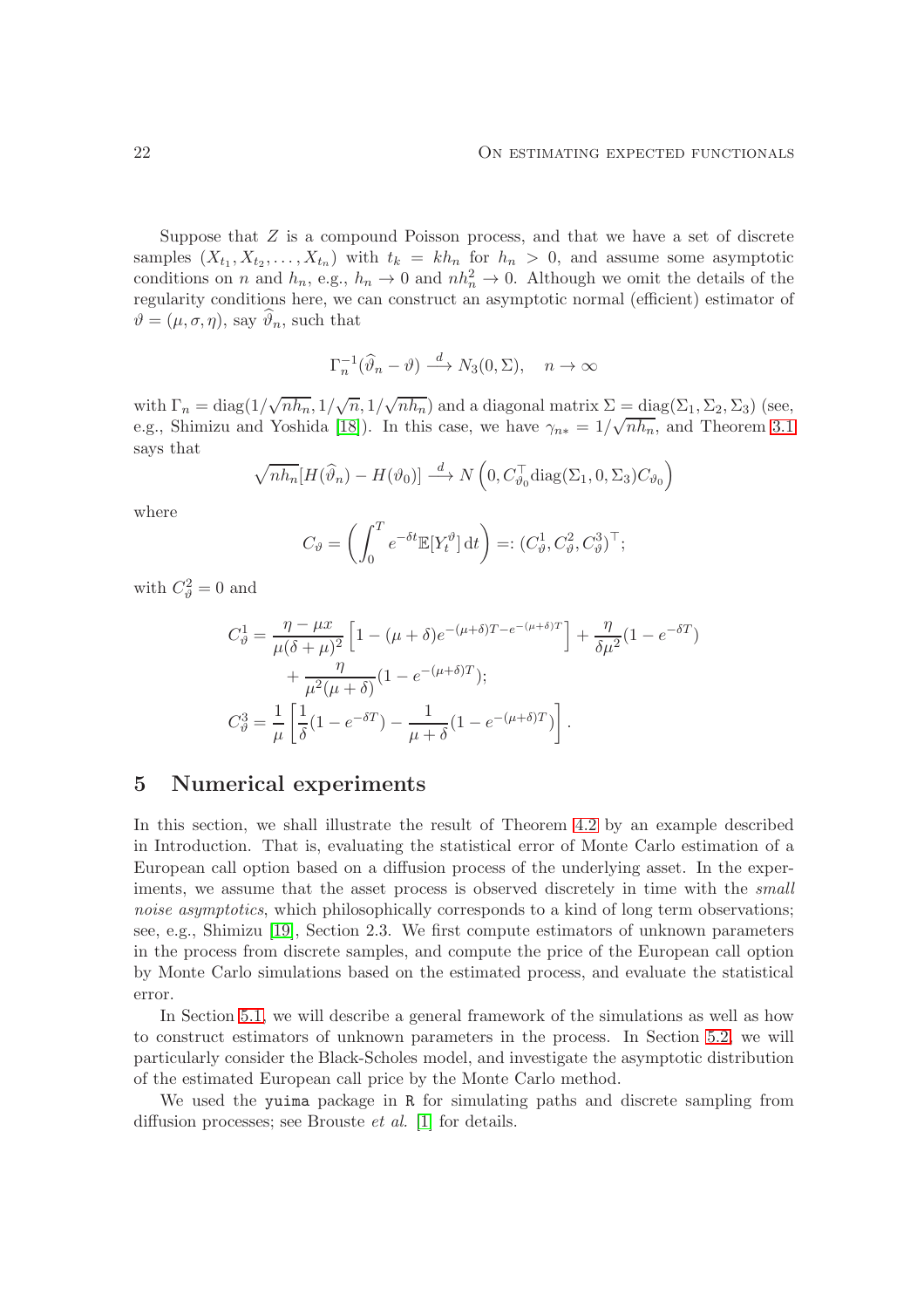Suppose that $Z$ is a compound Poisson process, and that we have a set of discrete samples $(X_{t_1}, X_{t_2}, \dots, X_{t_n})$ with $t_k = kh_n$ for $h_n > 0$, and assume some asymptotic conditions on $n$ and $h_n$, e.g., $h_n \to 0$ and $nh_n^2 \to 0$. Although we omit the details of the regularity conditions here, we can construct an asymptotic normal (efficient) estimator of $\vartheta = (\mu, \sigma, \eta)$, say $\widehat{\vartheta}_n$, such that

$$
\Gamma_n^{-1}(\widehat{\vartheta}_n - \vartheta) \xrightarrow{d} N_3(0, \Sigma), \quad n \to \infty
$$

with $\Gamma_n = \mathrm{diag}(1/\sqrt{nh_n}, 1/\sqrt{n}, 1/\sqrt{nh_n})$ and a diagonal matrix $\Sigma = \mathrm{diag}(\Sigma_1, \Sigma_2, \Sigma_3)$ (see, e.g., Shimizu and Yoshida [18]). In this case, we have $\gamma_{n*} = 1/\sqrt{nh_n}$, and Theorem 3.1 says that

$$
\sqrt{nh_n}[H(\widehat{\vartheta}_n) - H(\vartheta_0)] \xrightarrow{d} N\left(0, C_{\vartheta_0}^\top \mathrm{diag}(\Sigma_1, 0, \Sigma_3) C_{\vartheta_0}\right)
$$

where

$$
C_\vartheta = \left(\int_0^T e^{-\delta t} \mathbb{E}[Y_t^\vartheta]\, \mathrm{d}t\right) =: (C_\vartheta^1, C_\vartheta^2, C_\vartheta^3)^\top;
$$

with $C_\vartheta^2 = 0$ and

$$
\begin{aligned}
C_\vartheta^1 &= \frac{\eta - \mu x}{\mu(\delta + \mu)^2}\left[1 - (\mu + \delta)e^{-(\mu+\delta)T - e^{-(\mu+\delta)T}}\right] + \frac{\eta}{\delta \mu^2}(1 - e^{-\delta T}) \\
&\quad + \frac{\eta}{\mu^2(\mu + \delta)}(1 - e^{-(\mu+\delta)T}); \\
C_\vartheta^3 &= \frac{1}{\mu}\left[\frac{1}{\delta}(1 - e^{-\delta T}) - \frac{1}{\mu + \delta}(1 - e^{-(\mu+\delta)T})\right].
\end{aligned}
$$

## 5 Numerical experiments

In this section, we shall illustrate the result of Theorem 4.2 by an example described in Introduction. That is, evaluating the statistical error of Monte Carlo estimation of a European call option based on a diffusion process of the underlying asset. In the experiments, we assume that the asset process is observed discretely in time with the *small noise asymptotics*, which philosophically corresponds to a kind of long term observations; see, e.g., Shimizu [19], Section 2.3. We first compute estimators of unknown parameters in the process from discrete samples, and compute the price of the European call option by Monte Carlo simulations based on the estimated process, and evaluate the statistical error.

In Section 5.1, we will describe a general framework of the simulations as well as how to construct estimators of unknown parameters in the process. In Section 5.2, we will particularly consider the Black-Scholes model, and investigate the asymptotic distribution of the estimated European call price by the Monte Carlo method.

We used the `yuima` package in `R` for simulating paths and discrete sampling from diffusion processes; see Brouste *et al.* [1] for details.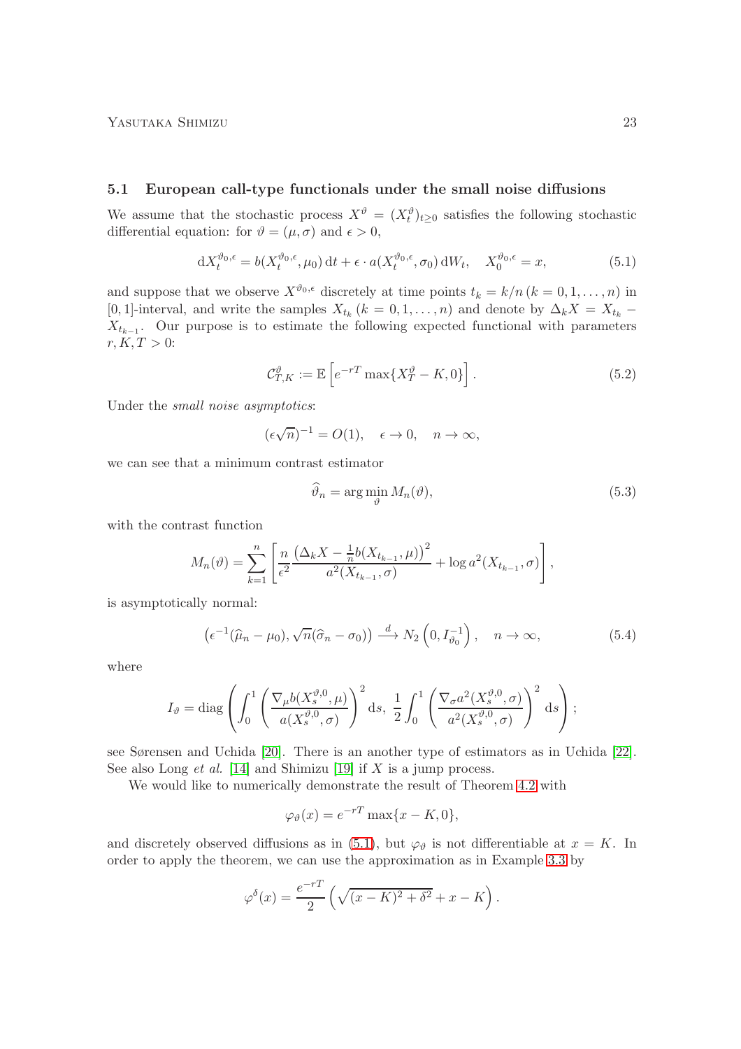### 5.1 European call-type functionals under the small noise diffusions

We assume that the stochastic process $X^\vartheta = (X_t^\vartheta)_{t\ge 0}$ satisfies the following stochastic differential equation: for $\vartheta = (\mu,\sigma)$ and $\epsilon > 0$,

$$\mathrm{d}X_t^{\vartheta_0,\epsilon} = b(X_t^{\vartheta_0,\epsilon},\mu_0)\,\mathrm{d}t + \epsilon\cdot a(X_t^{\vartheta_0,\epsilon},\sigma_0)\,\mathrm{d}W_t, \quad X_0^{\vartheta_0,\epsilon} = x, \tag{5.1}$$

and suppose that we observe $X^{\vartheta_0,\epsilon}$ discretely at time points $t_k = k/n\,(k=0,1,\dots,n)$ in $[0,1]$-interval, and write the samples $X_{t_k}\,(k=0,1,\dots,n)$ and denote by $\Delta_k X = X_{t_k} - X_{t_{k-1}}$. Our purpose is to estimate the following expected functional with parameters $r, K, T > 0$:

$$\mathcal{C}_{T,K}^\vartheta := \mathbb{E}\left[e^{-rT}\max\{X_T^\vartheta - K, 0\}\right]. \tag{5.2}$$

Under the *small noise asymptotics*:

$$(\epsilon\sqrt{n})^{-1} = O(1), \quad \epsilon\to 0, \quad n\to\infty,$$

we can see that a minimum contrast estimator

$$\widehat{\vartheta}_n = \arg\min_\vartheta M_n(\vartheta), \tag{5.3}$$

with the contrast function

$$M_n(\vartheta) = \sum_{k=1}^n \left[\frac{n}{\epsilon^2}\frac{\left(\Delta_k X - \frac{1}{n}b(X_{t_{k-1}},\mu)\right)^2}{a^2(X_{t_{k-1}},\sigma)} + \log a^2(X_{t_{k-1}},\sigma)\right],$$

is asymptotically normal:

$$\left(\epsilon^{-1}(\widehat{\mu}_n - \mu_0), \sqrt{n}(\widehat{\sigma}_n - \sigma_0)\right) \xrightarrow{\ d\ } N_2\left(0, I_{\vartheta_0}^{-1}\right), \quad n\to\infty, \tag{5.4}$$

where

$$I_\vartheta = \mathrm{diag}\left(\int_0^1 \left(\frac{\nabla_\mu b(X_s^{\vartheta,0},\mu)}{a(X_s^{\vartheta,0},\sigma)}\right)^2 \mathrm{d}s,\ \frac{1}{2}\int_0^1\left(\frac{\nabla_\sigma a^2(X_s^{\vartheta,0},\sigma)}{a^2(X_s^{\vartheta,0},\sigma)}\right)^2\mathrm{d}s\right);$$

see Sørensen and Uchida [20]. There is an another type of estimators as in Uchida [22]. See also Long *et al.* [14] and Shimizu [19] if $X$ is a jump process.

We would like to numerically demonstrate the result of Theorem 4.2 with

$$\varphi_\vartheta(x) = e^{-rT}\max\{x-K, 0\},$$

and discretely observed diffusions as in (5.1), but $\varphi_\vartheta$ is not differentiable at $x = K$. In order to apply the theorem, we can use the approximation as in Example 3.3 by

$$\varphi^\delta(x) = \frac{e^{-rT}}{2}\left(\sqrt{(x-K)^2+\delta^2} + x - K\right).$$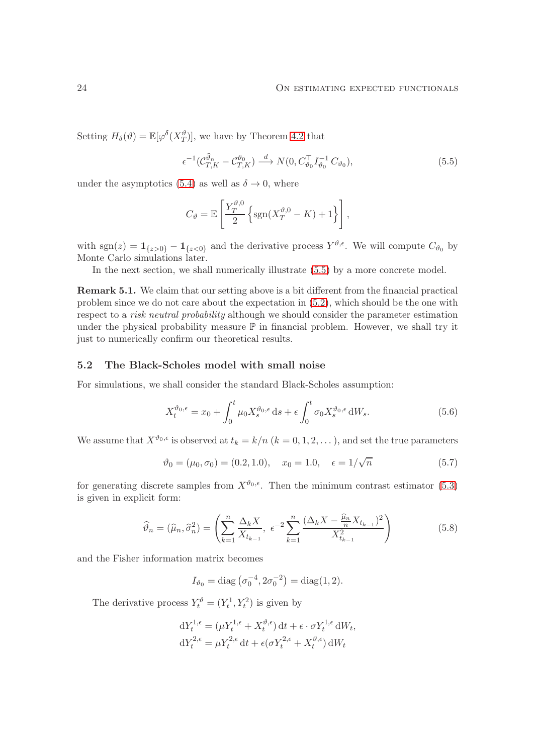Setting $H_\delta(\vartheta) = \mathbb{E}[\varphi^\delta(X_T^\vartheta)]$, we have by Theorem 4.2 that

$$\epsilon^{-1}(\mathcal{C}_{T,K}^{\widehat{\vartheta}_n} - \mathcal{C}_{T,K}^{\vartheta_0}) \xrightarrow{d} N(0, C_{\vartheta_0}^\top I_{\vartheta_0}^{-1} C_{\vartheta_0}), \tag{5.5}$$

under the asymptotics (5.4) as well as $\delta \to 0$, where

$$C_\vartheta = \mathbb{E}\left[\frac{Y_T^{\vartheta,0}}{2}\left\{\mathrm{sgn}(X_T^{\vartheta,0} - K) + 1\right\}\right],$$

with $\mathrm{sgn}(z) = \mathbf{1}_{\{z>0\}} - \mathbf{1}_{\{z<0\}}$ and the derivative process $Y^{\vartheta,\epsilon}$. We will compute $C_{\vartheta_0}$ by Monte Carlo simulations later.

In the next section, we shall numerically illustrate (5.5) by a more concrete model.

**Remark 5.1.** We claim that our setting above is a bit different from the financial practical problem since we do not care about the expectation in (5.2), which should be the one with respect to a *risk neutral probability* although we should consider the parameter estimation under the physical probability measure $\mathbb{P}$ in financial problem. However, we shall try it just to numerically confirm our theoretical results.

## 5.2 The Black-Scholes model with small noise

For simulations, we shall consider the standard Black-Scholes assumption:

$$X_t^{\vartheta_0,\epsilon} = x_0 + \int_0^t \mu_0 X_s^{\vartheta_0,\epsilon}\,\mathrm{d}s + \epsilon \int_0^t \sigma_0 X_s^{\vartheta_0,\epsilon}\,\mathrm{d}W_s. \tag{5.6}$$

We assume that $X^{\vartheta_0,\epsilon}$ is observed at $t_k = k/n$ $(k = 0, 1, 2, \dots)$, and set the true parameters

$$\vartheta_0 = (\mu_0, \sigma_0) = (0.2, 1.0), \quad x_0 = 1.0, \quad \epsilon = 1/\sqrt{n} \tag{5.7}$$

for generating discrete samples from $X^{\vartheta_0,\epsilon}$. Then the minimum contrast estimator (5.3) is given in explicit form:

$$\widehat{\vartheta}_n = (\widehat{\mu}_n, \widehat{\sigma}_n^2) = \left(\sum_{k=1}^n \frac{\Delta_k X}{X_{t_{k-1}}},\ \epsilon^{-2}\sum_{k=1}^n \frac{(\Delta_k X - \frac{\widehat{\mu}_n}{n} X_{t_{k-1}})^2}{X_{t_{k-1}}^2}\right) \tag{5.8}$$

and the Fisher information matrix becomes

$$I_{\vartheta_0} = \mathrm{diag}\left(\sigma_0^{-4}, 2\sigma_0^{-2}\right) = \mathrm{diag}(1, 2).$$

The derivative process $Y_t^\vartheta = (Y_t^1, Y_t^2)$ is given by

$$\begin{aligned}
\mathrm{d}Y_t^{1,\epsilon} &= (\mu Y_t^{1,\epsilon} + X_t^{\vartheta,\epsilon})\,\mathrm{d}t + \epsilon \cdot \sigma Y_t^{1,\epsilon}\,\mathrm{d}W_t, \\
\mathrm{d}Y_t^{2,\epsilon} &= \mu Y_t^{2,\epsilon}\,\mathrm{d}t + \epsilon(\sigma Y_t^{2,\epsilon} + X_t^{\vartheta,\epsilon})\,\mathrm{d}W_t
\end{aligned}$$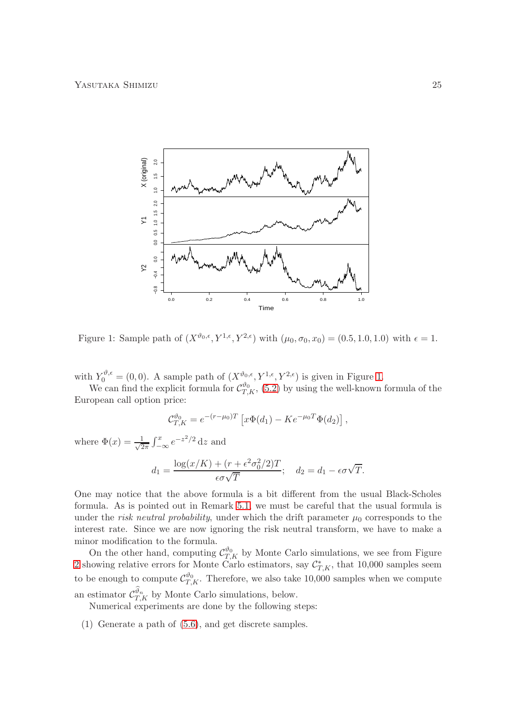Figure 1: Sample path of $(X^{\vartheta_0,\epsilon}, Y^{1,\epsilon}, Y^{2,\epsilon})$ with $(\mu_0, \sigma_0, x_0) = (0.5, 1.0, 1.0)$ with $\epsilon = 1$.

with $Y_0^{\vartheta,\epsilon} = (0,0)$. A sample path of $(X^{\vartheta_0,\epsilon}, Y^{1,\epsilon}, Y^{2,\epsilon})$ is given in Figure 1.

We can find the explicit formula for $\mathcal{C}_{T,K}^{\vartheta_0}$, (5.2) by using the well-known formula of the European call option price:

$$\mathcal{C}_{T,K}^{\vartheta_0} = e^{-(r-\mu_0)T}\left[x\Phi(d_1) - Ke^{-\mu_0 T}\Phi(d_2)\right],$$

where $\Phi(x) = \frac{1}{\sqrt{2\pi}}\int_{-\infty}^{x} e^{-z^2/2}\,\mathrm{d}z$ and

$$d_1 = \frac{\log(x/K) + (r + \epsilon^2\sigma_0^2/2)T}{\epsilon\sigma\sqrt{T}}; \quad d_2 = d_1 - \epsilon\sigma\sqrt{T}.$$

One may notice that the above formula is a bit different from the usual Black-Scholes formula. As is pointed out in Remark 5.1, we must be careful that the usual formula is under the *risk neutral probability*, under which the drift parameter $\mu_0$ corresponds to the interest rate. Since we are now ignoring the risk neutral transform, we have to make a minor modification to the formula.

On the other hand, computing $\mathcal{C}_{T,K}^{\vartheta_0}$ by Monte Carlo simulations, we see from Figure 2 showing relative errors for Monte Carlo estimators, say $\mathcal{C}_{T,K}^{*}$, that 10,000 samples seem to be enough to compute $\mathcal{C}_{T,K}^{\vartheta_0}$. Therefore, we also take 10,000 samples when we compute an estimator $\mathcal{C}_{T,K}^{\widehat{\vartheta}_n}$ by Monte Carlo simulations, below.

Numerical experiments are done by the following steps:

(1) Generate a path of (5.6), and get discrete samples.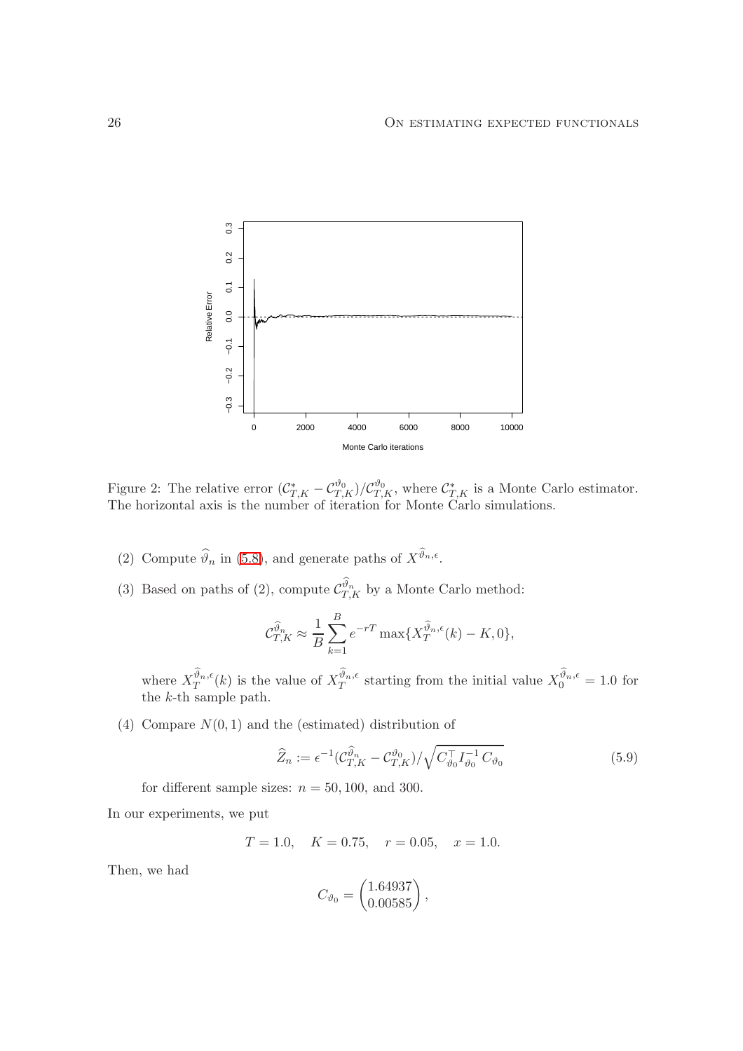Figure 2: The relative error $(\mathcal{C}^*_{T,K} - \mathcal{C}^{\vartheta_0}_{T,K})/\mathcal{C}^{\vartheta_0}_{T,K}$, where $\mathcal{C}^*_{T,K}$ is a Monte Carlo estimator. The horizontal axis is the number of iteration for Monte Carlo simulations.

(2) Compute $\widehat{\vartheta}_n$ in (5.8), and generate paths of $X^{\widehat{\vartheta}_n,\epsilon}$.

(3) Based on paths of (2), compute $\mathcal{C}^{\widehat{\vartheta}_n}_{T,K}$ by a Monte Carlo method:

$$\mathcal{C}^{\widehat{\vartheta}_n}_{T,K} \approx \frac{1}{B}\sum_{k=1}^{B} e^{-rT}\max\{X^{\widehat{\vartheta}_n,\epsilon}_T(k) - K, 0\},$$

where $X^{\widehat{\vartheta}_n,\epsilon}_T(k)$ is the value of $X^{\widehat{\vartheta}_n,\epsilon}_T$ starting from the initial value $X^{\widehat{\vartheta}_n,\epsilon}_0 = 1.0$ for the $k$-th sample path.

(4) Compare $N(0,1)$ and the (estimated) distribution of

$$\widehat{Z}_n := \epsilon^{-1}(\mathcal{C}^{\widehat{\vartheta}_n}_{T,K} - \mathcal{C}^{\vartheta_0}_{T,K})/\sqrt{C^\top_{\vartheta_0} I^{-1}_{\vartheta_0} C_{\vartheta_0}} \tag{5.9}$$

for different sample sizes: $n = 50, 100$, and $300$.

In our experiments, we put

$$T = 1.0, \quad K = 0.75, \quad r = 0.05, \quad x = 1.0.$$

Then, we had

$$C_{\vartheta_0} = \begin{pmatrix} 1.64937 \\ 0.00585 \end{pmatrix},$$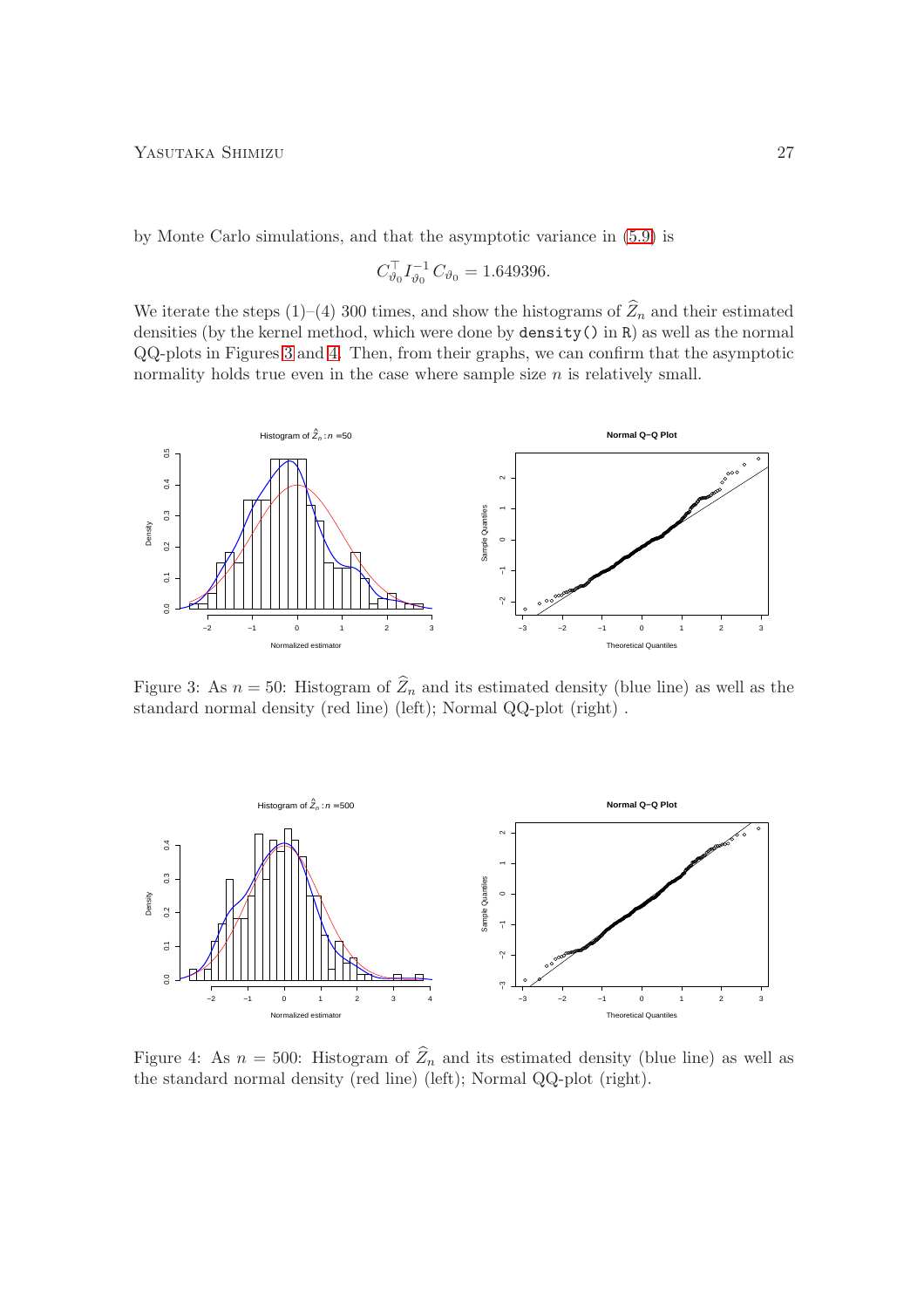by Monte Carlo simulations, and that the asymptotic variance in (5.9) is

$$C_{\vartheta_0}^{\top} I_{\vartheta_0}^{-1} C_{\vartheta_0} = 1.649396.$$

We iterate the steps (1)–(4) 300 times, and show the histograms of $\widehat{Z}_n$ and their estimated densities (by the kernel method, which were done by `density()` in `R`) as well as the normal QQ-plots in Figures 3 and 4. Then, from their graphs, we can confirm that the asymptotic normality holds true even in the case where sample size $n$ is relatively small.

Figure 3: As $n = 50$: Histogram of $\widehat{Z}_n$ and its estimated density (blue line) as well as the standard normal density (red line) (left); Normal QQ-plot (right) .

Figure 4: As $n = 500$: Histogram of $\widehat{Z}_n$ and its estimated density (blue line) as well as the standard normal density (red line) (left); Normal QQ-plot (right).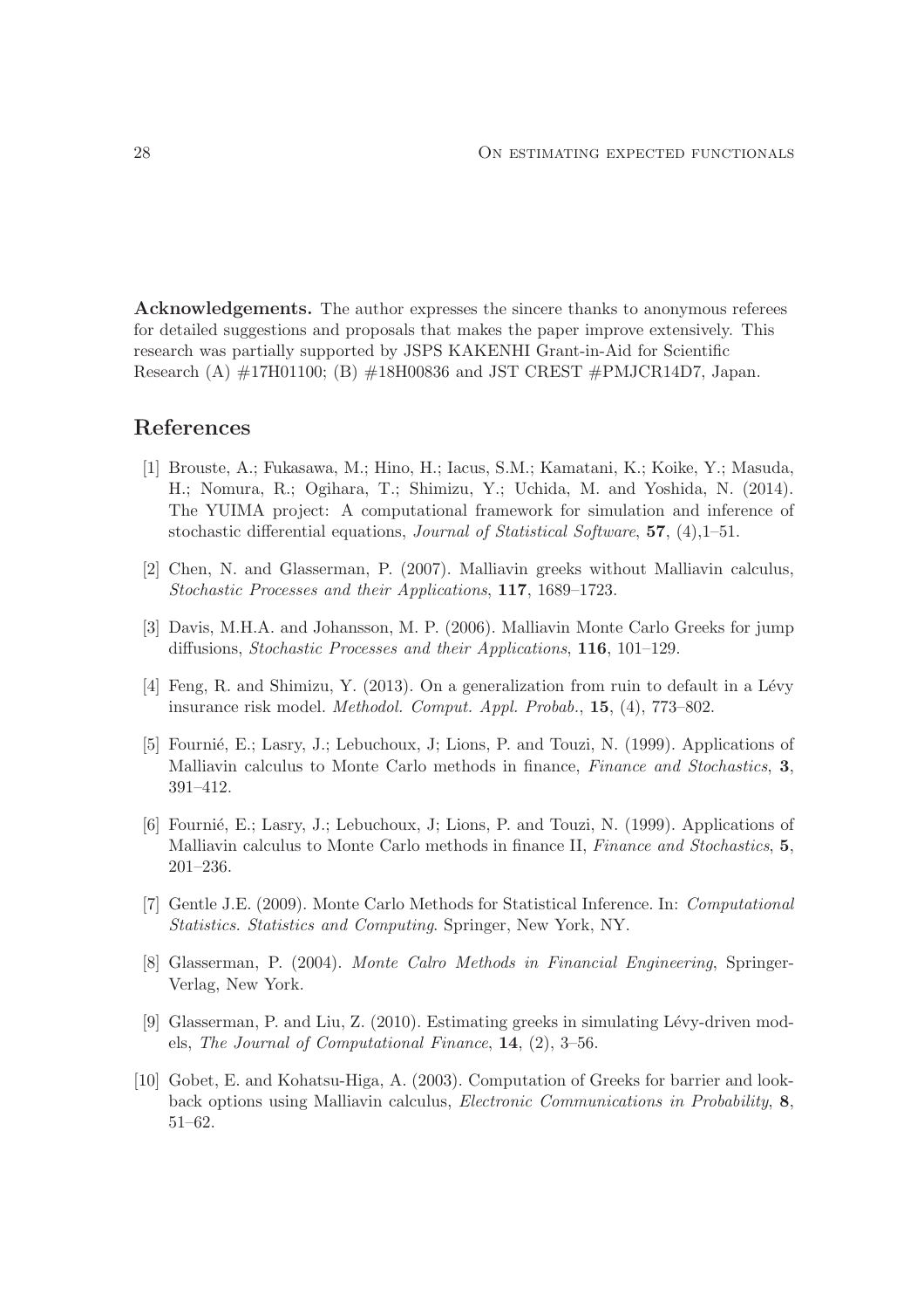**Acknowledgements.** The author expresses the sincere thanks to anonymous referees for detailed suggestions and proposals that makes the paper improve extensively. This research was partially supported by JSPS KAKENHI Grant-in-Aid for Scientific Research (A) #17H01100; (B) #18H00836 and JST CREST #PMJCR14D7, Japan.

## References

[1] Brouste, A.; Fukasawa, M.; Hino, H.; Iacus, S.M.; Kamatani, K.; Koike, Y.; Masuda, H.; Nomura, R.; Ogihara, T.; Shimizu, Y.; Uchida, M. and Yoshida, N. (2014). The YUIMA project: A computational framework for simulation and inference of stochastic differential equations, *Journal of Statistical Software*, **57**, (4),1–51.

[2] Chen, N. and Glasserman, P. (2007). Malliavin greeks without Malliavin calculus, *Stochastic Processes and their Applications*, **117**, 1689–1723.

[3] Davis, M.H.A. and Johansson, M. P. (2006). Malliavin Monte Carlo Greeks for jump diffusions, *Stochastic Processes and their Applications*, **116**, 101–129.

[4] Feng, R. and Shimizu, Y. (2013). On a generalization from ruin to default in a Lévy insurance risk model. *Methodol. Comput. Appl. Probab.*, **15**, (4), 773–802.

[5] Fournié, E.; Lasry, J.; Lebuchoux, J; Lions, P. and Touzi, N. (1999). Applications of Malliavin calculus to Monte Carlo methods in finance, *Finance and Stochastics*, **3**, 391–412.

[6] Fournié, E.; Lasry, J.; Lebuchoux, J; Lions, P. and Touzi, N. (1999). Applications of Malliavin calculus to Monte Carlo methods in finance II, *Finance and Stochastics*, **5**, 201–236.

[7] Gentle J.E. (2009). Monte Carlo Methods for Statistical Inference. In: *Computational Statistics. Statistics and Computing*. Springer, New York, NY.

[8] Glasserman, P. (2004). *Monte Calro Methods in Financial Engineering*, Springer-Verlag, New York.

[9] Glasserman, P. and Liu, Z. (2010). Estimating greeks in simulating Lévy-driven models, *The Journal of Computational Finance*, **14**, (2), 3–56.

[10] Gobet, E. and Kohatsu-Higa, A. (2003). Computation of Greeks for barrier and lookback options using Malliavin calculus, *Electronic Communications in Probability*, **8**, 51–62.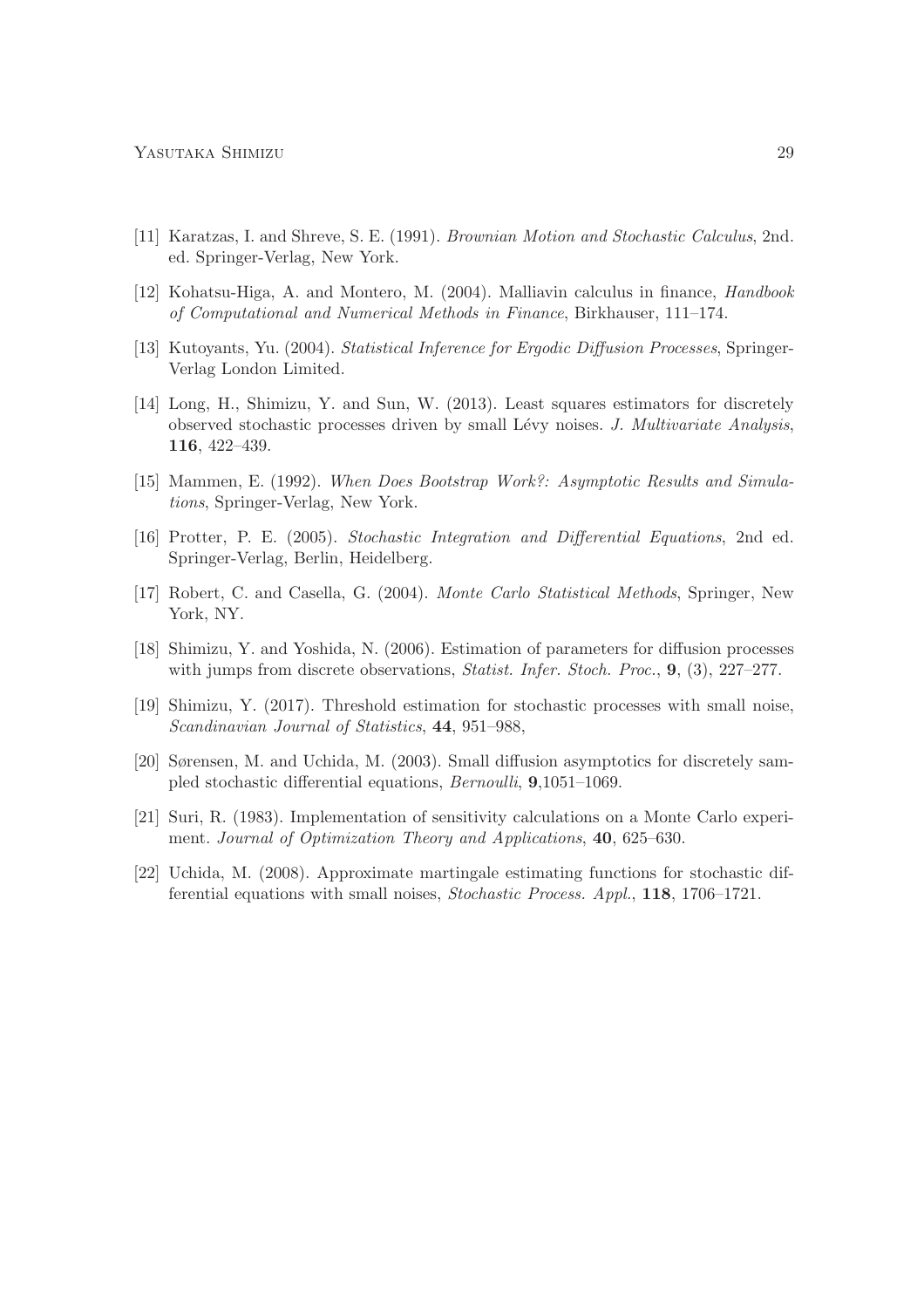[11] Karatzas, I. and Shreve, S. E. (1991). *Brownian Motion and Stochastic Calculus*, 2nd. ed. Springer-Verlag, New York.

[12] Kohatsu-Higa, A. and Montero, M. (2004). Malliavin calculus in finance, *Handbook of Computational and Numerical Methods in Finance*, Birkhauser, 111–174.

[13] Kutoyants, Yu. (2004). *Statistical Inference for Ergodic Diffusion Processes*, Springer-Verlag London Limited.

[14] Long, H., Shimizu, Y. and Sun, W. (2013). Least squares estimators for discretely observed stochastic processes driven by small Lévy noises. *J. Multivariate Analysis*, **116**, 422–439.

[15] Mammen, E. (1992). *When Does Bootstrap Work?: Asymptotic Results and Simulations*, Springer-Verlag, New York.

[16] Protter, P. E. (2005). *Stochastic Integration and Differential Equations*, 2nd ed. Springer-Verlag, Berlin, Heidelberg.

[17] Robert, C. and Casella, G. (2004). *Monte Carlo Statistical Methods*, Springer, New York, NY.

[18] Shimizu, Y. and Yoshida, N. (2006). Estimation of parameters for diffusion processes with jumps from discrete observations, *Statist. Infer. Stoch. Proc.*, **9**, (3), 227–277.

[19] Shimizu, Y. (2017). Threshold estimation for stochastic processes with small noise, *Scandinavian Journal of Statistics*, **44**, 951–988,

[20] Sørensen, M. and Uchida, M. (2003). Small diffusion asymptotics for discretely sampled stochastic differential equations, *Bernoulli*, **9**,1051–1069.

[21] Suri, R. (1983). Implementation of sensitivity calculations on a Monte Carlo experiment. *Journal of Optimization Theory and Applications*, **40**, 625–630.

[22] Uchida, M. (2008). Approximate martingale estimating functions for stochastic differential equations with small noises, *Stochastic Process. Appl.*, **118**, 1706–1721.